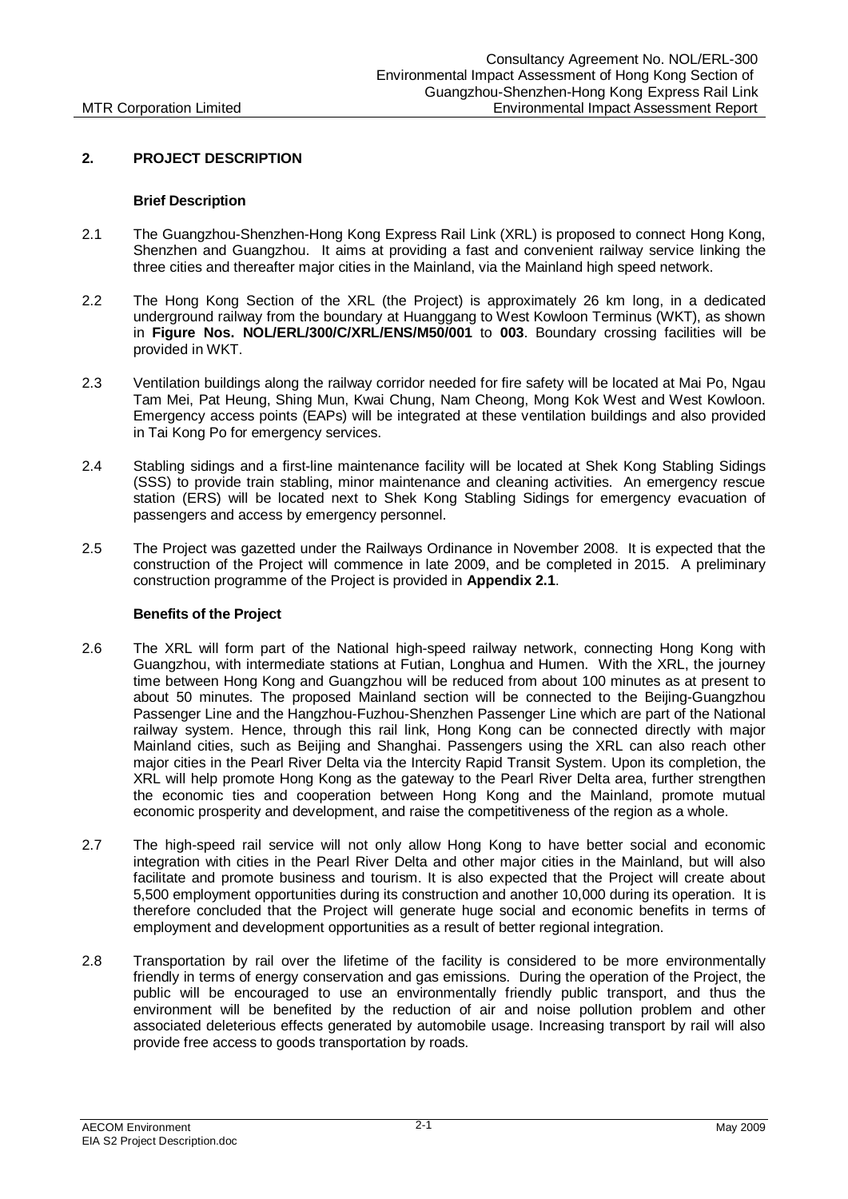## 2. PROJECT DESCRIPTION

### Brief Description

2.1 The Guangzhou-Shenzhen-Hong Kong Express Rail Link (XRL) is proposed to connect Hong Kong, Shenzhen and Guangzhou. It aims at providing a fast and convenient railway service linking the three cities and thereafter major cities in the Mainland, via the Mainland high speed network.

2.2 The Hong Kong Section of the XRL (the Project) is approximately 26 km long, in a dedicated underground railway from the boundary at Huanggang to West Kowloon Terminus (WKT), as shown in **Figure Nos. NOL/ERL/300/C/XRL/ENS/M50/001** to **003**. Boundary crossing facilities will be provided in WKT.

2.3 Ventilation buildings along the railway corridor needed for fire safety will be located at Mai Po, Ngau Tam Mei, Pat Heung, Shing Mun, Kwai Chung, Nam Cheong, Mong Kok West and West Kowloon. Emergency access points (EAPs) will be integrated at these ventilation buildings and also provided in Tai Kong Po for emergency services.

2.4 Stabling sidings and a first-line maintenance facility will be located at Shek Kong Stabling Sidings (SSS) to provide train stabling, minor maintenance and cleaning activities. An emergency rescue station (ERS) will be located next to Shek Kong Stabling Sidings for emergency evacuation of passengers and access by emergency personnel.

2.5 The Project was gazetted under the Railways Ordinance in November 2008. It is expected that the construction of the Project will commence in late 2009, and be completed in 2015. A preliminary construction programme of the Project is provided in **Appendix 2.1**.

### Benefits of the Project

2.6 The XRL will form part of the National high-speed railway network, connecting Hong Kong with Guangzhou, with intermediate stations at Futian, Longhua and Humen. With the XRL, the journey time between Hong Kong and Guangzhou will be reduced from about 100 minutes as at present to about 50 minutes. The proposed Mainland section will be connected to the Beijing-Guangzhou Passenger Line and the Hangzhou-Fuzhou-Shenzhen Passenger Line which are part of the National railway system. Hence, through this rail link, Hong Kong can be connected directly with major Mainland cities, such as Beijing and Shanghai. Passengers using the XRL can also reach other major cities in the Pearl River Delta via the Intercity Rapid Transit System. Upon its completion, the XRL will help promote Hong Kong as the gateway to the Pearl River Delta area, further strengthen the economic ties and cooperation between Hong Kong and the Mainland, promote mutual economic prosperity and development, and raise the competitiveness of the region as a whole.

2.7 The high-speed rail service will not only allow Hong Kong to have better social and economic integration with cities in the Pearl River Delta and other major cities in the Mainland, but will also facilitate and promote business and tourism. It is also expected that the Project will create about 5,500 employment opportunities during its construction and another 10,000 during its operation. It is therefore concluded that the Project will generate huge social and economic benefits in terms of employment and development opportunities as a result of better regional integration.

2.8 Transportation by rail over the lifetime of the facility is considered to be more environmentally friendly in terms of energy conservation and gas emissions. During the operation of the Project, the public will be encouraged to use an environmentally friendly public transport, and thus the environment will be benefited by the reduction of air and noise pollution problem and other associated deleterious effects generated by automobile usage. Increasing transport by rail will also provide free access to goods transportation by roads.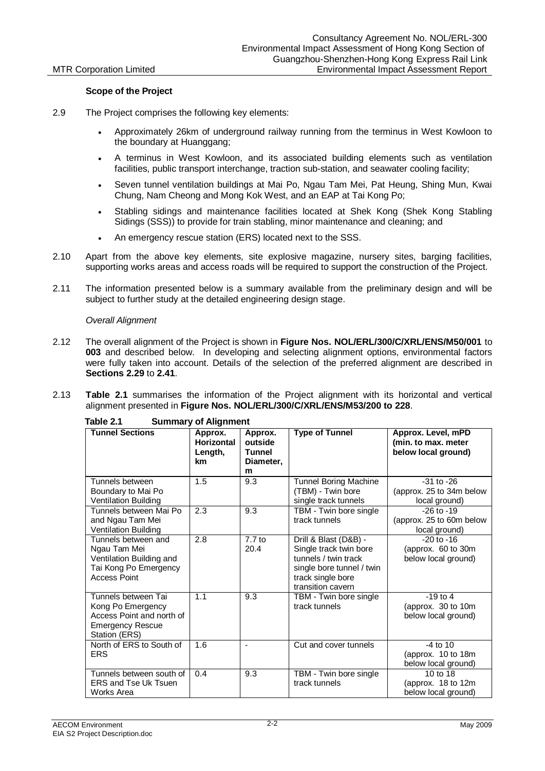**Scope of the Project**

2.9 The Project comprises the following key elements:

- Approximately 26km of underground railway running from the terminus in West Kowloon to the boundary at Huanggang;
- A terminus in West Kowloon, and its associated building elements such as ventilation facilities, public transport interchange, traction sub-station, and seawater cooling facility;
- Seven tunnel ventilation buildings at Mai Po, Ngau Tam Mei, Pat Heung, Shing Mun, Kwai Chung, Nam Cheong and Mong Kok West, and an EAP at Tai Kong Po;
- Stabling sidings and maintenance facilities located at Shek Kong (Shek Kong Stabling Sidings (SSS)) to provide for train stabling, minor maintenance and cleaning; and
- An emergency rescue station (ERS) located next to the SSS.

2.10 Apart from the above key elements, site explosive magazine, nursery sites, barging facilities, supporting works areas and access roads will be required to support the construction of the Project.

2.11 The information presented below is a summary available from the preliminary design and will be subject to further study at the detailed engineering design stage.

*Overall Alignment*

2.12 The overall alignment of the Project is shown in **Figure Nos. NOL/ERL/300/C/XRL/ENS/M50/001** to **003** and described below. In developing and selecting alignment options, environmental factors were fully taken into account. Details of the selection of the preferred alignment are described in **Sections 2.29** to **2.41**.

2.13 **Table 2.1** summarises the information of the Project alignment with its horizontal and vertical alignment presented in **Figure Nos. NOL/ERL/300/C/XRL/ENS/M53/200 to 228**.

**Table 2.1 Summary of Alignment**

| Tunnel Sections | Approx. Horizontal Length, km | Approx. outside Tunnel Diameter, m | Type of Tunnel | Approx. Level, mPD (min. to max. meter below local ground) |
|---|---|---|---|---|
| Tunnels between Boundary to Mai Po Ventilation Building | 1.5 | 9.3 | Tunnel Boring Machine (TBM) - Twin bore single track tunnels | -31 to -26 (approx. 25 to 34m below local ground) |
| Tunnels between Mai Po and Ngau Tam Mei Ventilation Building | 2.3 | 9.3 | TBM - Twin bore single track tunnels | -26 to -19 (approx. 25 to 60m below local ground) |
| Tunnels between and Ngau Tam Mei Ventilation Building and Tai Kong Po Emergency Access Point | 2.8 | 7.7 to 20.4 | Drill & Blast (D&B) - Single track twin bore tunnels / twin track single bore tunnel / twin track single bore transition cavern | -20 to -16 (approx. 60 to 30m below local ground) |
| Tunnels between Tai Kong Po Emergency Access Point and north of Emergency Rescue Station (ERS) | 1.1 | 9.3 | TBM - Twin bore single track tunnels | -19 to 4 (approx. 30 to 10m below local ground) |
| North of ERS to South of ERS | 1.6 | - | Cut and cover tunnels | -4 to 10 (approx. 10 to 18m below local ground) |
| Tunnels between south of ERS and Tse Uk Tsuen Works Area | 0.4 | 9.3 | TBM - Twin bore single track tunnels | 10 to 18 (approx. 18 to 12m below local ground) |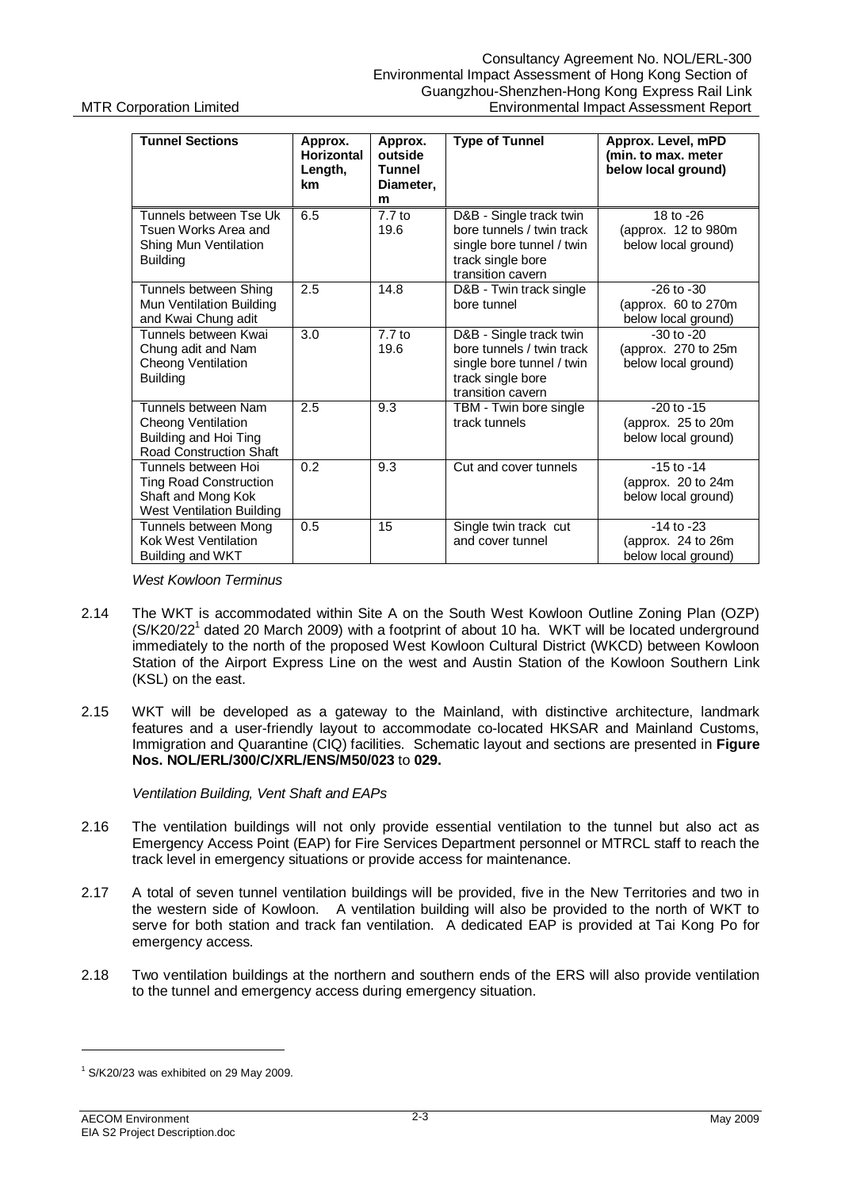| Tunnel Sections | Approx. Horizontal Length, km | Approx. outside Tunnel Diameter, m | Type of Tunnel | Approx. Level, mPD (min. to max. meter below local ground) |
|---|---|---|---|---|
| Tunnels between Tse Uk Tsuen Works Area and Shing Mun Ventilation Building | 6.5 | 7.7 to 19.6 | D&B - Single track twin bore tunnels / twin track single bore tunnel / twin track single bore transition cavern | 18 to -26 (approx. 12 to 980m below local ground) |
| Tunnels between Shing Mun Ventilation Building and Kwai Chung adit | 2.5 | 14.8 | D&B - Twin track single bore tunnel | -26 to -30 (approx. 60 to 270m below local ground) |
| Tunnels between Kwai Chung adit and Nam Cheong Ventilation Building | 3.0 | 7.7 to 19.6 | D&B - Single track twin bore tunnels / twin track single bore tunnel / twin track single bore transition cavern | -30 to -20 (approx. 270 to 25m below local ground) |
| Tunnels between Nam Cheong Ventilation Building and Hoi Ting Road Construction Shaft | 2.5 | 9.3 | TBM - Twin bore single track tunnels | -20 to -15 (approx. 25 to 20m below local ground) |
| Tunnels between Hoi Ting Road Construction Shaft and Mong Kok West Ventilation Building | 0.2 | 9.3 | Cut and cover tunnels | -15 to -14 (approx. 20 to 24m below local ground) |
| Tunnels between Mong Kok West Ventilation Building and WKT | 0.5 | 15 | Single twin track cut and cover tunnel | -14 to -23 (approx. 24 to 26m below local ground) |

*West Kowloon Terminus*

2.14 The WKT is accommodated within Site A on the South West Kowloon Outline Zoning Plan (OZP) (S/K20/22[1] dated 20 March 2009) with a footprint of about 10 ha. WKT will be located underground immediately to the north of the proposed West Kowloon Cultural District (WKCD) between Kowloon Station of the Airport Express Line on the west and Austin Station of the Kowloon Southern Link (KSL) on the east.

2.15 WKT will be developed as a gateway to the Mainland, with distinctive architecture, landmark features and a user-friendly layout to accommodate co-located HKSAR and Mainland Customs, Immigration and Quarantine (CIQ) facilities. Schematic layout and sections are presented in **Figure Nos. NOL/ERL/300/C/XRL/ENS/M50/023** to **029.**

*Ventilation Building, Vent Shaft and EAPs*

2.16 The ventilation buildings will not only provide essential ventilation to the tunnel but also act as Emergency Access Point (EAP) for Fire Services Department personnel or MTRCL staff to reach the track level in emergency situations or provide access for maintenance.

2.17 A total of seven tunnel ventilation buildings will be provided, five in the New Territories and two in the western side of Kowloon. A ventilation building will also be provided to the north of WKT to serve for both station and track fan ventilation. A dedicated EAP is provided at Tai Kong Po for emergency access.

2.18 Two ventilation buildings at the northern and southern ends of the ERS will also provide ventilation to the tunnel and emergency access during emergency situation.

[1] S/K20/23 was exhibited on 29 May 2009.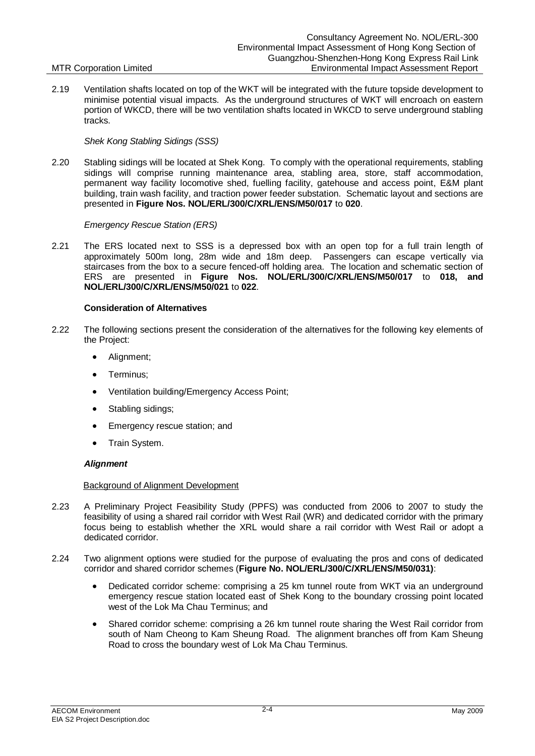2.19 Ventilation shafts located on top of the WKT will be integrated with the future topside development to minimise potential visual impacts. As the underground structures of WKT will encroach on eastern portion of WKCD, there will be two ventilation shafts located in WKCD to serve underground stabling tracks.

*Shek Kong Stabling Sidings (SSS)*

2.20 Stabling sidings will be located at Shek Kong. To comply with the operational requirements, stabling sidings will comprise running maintenance area, stabling area, store, staff accommodation, permanent way facility locomotive shed, fuelling facility, gatehouse and access point, E&M plant building, train wash facility, and traction power feeder substation. Schematic layout and sections are presented in **Figure Nos. NOL/ERL/300/C/XRL/ENS/M50/017** to **020**.

*Emergency Rescue Station (ERS)*

2.21 The ERS located next to SSS is a depressed box with an open top for a full train length of approximately 500m long, 28m wide and 18m deep. Passengers can escape vertically via staircases from the box to a secure fenced-off holding area. The location and schematic section of ERS are presented in **Figure Nos. NOL/ERL/300/C/XRL/ENS/M50/017** to **018, and NOL/ERL/300/C/XRL/ENS/M50/021** to **022**.

**Consideration of Alternatives**

2.22 The following sections present the consideration of the alternatives for the following key elements of the Project:

- Alignment;
- Terminus;
- Ventilation building/Emergency Access Point;
- Stabling sidings;
- Emergency rescue station; and
- Train System.

***Alignment***

Background of Alignment Development

2.23 A Preliminary Project Feasibility Study (PPFS) was conducted from 2006 to 2007 to study the feasibility of using a shared rail corridor with West Rail (WR) and dedicated corridor with the primary focus being to establish whether the XRL would share a rail corridor with West Rail or adopt a dedicated corridor.

2.24 Two alignment options were studied for the purpose of evaluating the pros and cons of dedicated corridor and shared corridor schemes (**Figure No. NOL/ERL/300/C/XRL/ENS/M50/031)**:

- Dedicated corridor scheme: comprising a 25 km tunnel route from WKT via an underground emergency rescue station located east of Shek Kong to the boundary crossing point located west of the Lok Ma Chau Terminus; and
- Shared corridor scheme: comprising a 26 km tunnel route sharing the West Rail corridor from south of Nam Cheong to Kam Sheung Road. The alignment branches off from Kam Sheung Road to cross the boundary west of Lok Ma Chau Terminus.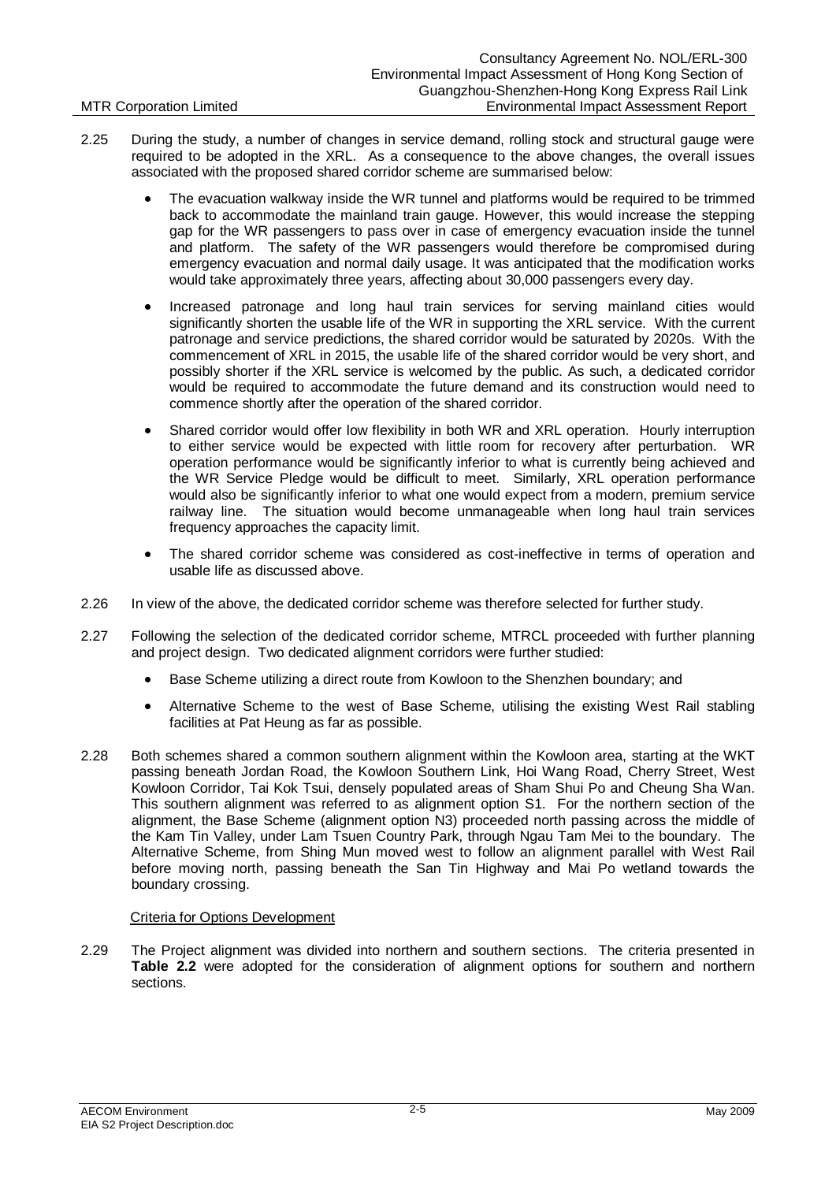2.25 During the study, a number of changes in service demand, rolling stock and structural gauge were required to be adopted in the XRL. As a consequence to the above changes, the overall issues associated with the proposed shared corridor scheme are summarised below:

- The evacuation walkway inside the WR tunnel and platforms would be required to be trimmed back to accommodate the mainland train gauge. However, this would increase the stepping gap for the WR passengers to pass over in case of emergency evacuation inside the tunnel and platform. The safety of the WR passengers would therefore be compromised during emergency evacuation and normal daily usage. It was anticipated that the modification works would take approximately three years, affecting about 30,000 passengers every day.
- Increased patronage and long haul train services for serving mainland cities would significantly shorten the usable life of the WR in supporting the XRL service. With the current patronage and service predictions, the shared corridor would be saturated by 2020s. With the commencement of XRL in 2015, the usable life of the shared corridor would be very short, and possibly shorter if the XRL service is welcomed by the public. As such, a dedicated corridor would be required to accommodate the future demand and its construction would need to commence shortly after the operation of the shared corridor.
- Shared corridor would offer low flexibility in both WR and XRL operation. Hourly interruption to either service would be expected with little room for recovery after perturbation. WR operation performance would be significantly inferior to what is currently being achieved and the WR Service Pledge would be difficult to meet. Similarly, XRL operation performance would also be significantly inferior to what one would expect from a modern, premium service railway line. The situation would become unmanageable when long haul train services frequency approaches the capacity limit.
- The shared corridor scheme was considered as cost-ineffective in terms of operation and usable life as discussed above.

2.26 In view of the above, the dedicated corridor scheme was therefore selected for further study.

2.27 Following the selection of the dedicated corridor scheme, MTRCL proceeded with further planning and project design. Two dedicated alignment corridors were further studied:

- Base Scheme utilizing a direct route from Kowloon to the Shenzhen boundary; and
- Alternative Scheme to the west of Base Scheme, utilising the existing West Rail stabling facilities at Pat Heung as far as possible.

2.28 Both schemes shared a common southern alignment within the Kowloon area, starting at the WKT passing beneath Jordan Road, the Kowloon Southern Link, Hoi Wang Road, Cherry Street, West Kowloon Corridor, Tai Kok Tsui, densely populated areas of Sham Shui Po and Cheung Sha Wan. This southern alignment was referred to as alignment option S1. For the northern section of the alignment, the Base Scheme (alignment option N3) proceeded north passing across the middle of the Kam Tin Valley, under Lam Tsuen Country Park, through Ngau Tam Mei to the boundary. The Alternative Scheme, from Shing Mun moved west to follow an alignment parallel with West Rail before moving north, passing beneath the San Tin Highway and Mai Po wetland towards the boundary crossing.

Criteria for Options Development

2.29 The Project alignment was divided into northern and southern sections. The criteria presented in **Table 2.2** were adopted for the consideration of alignment options for southern and northern sections.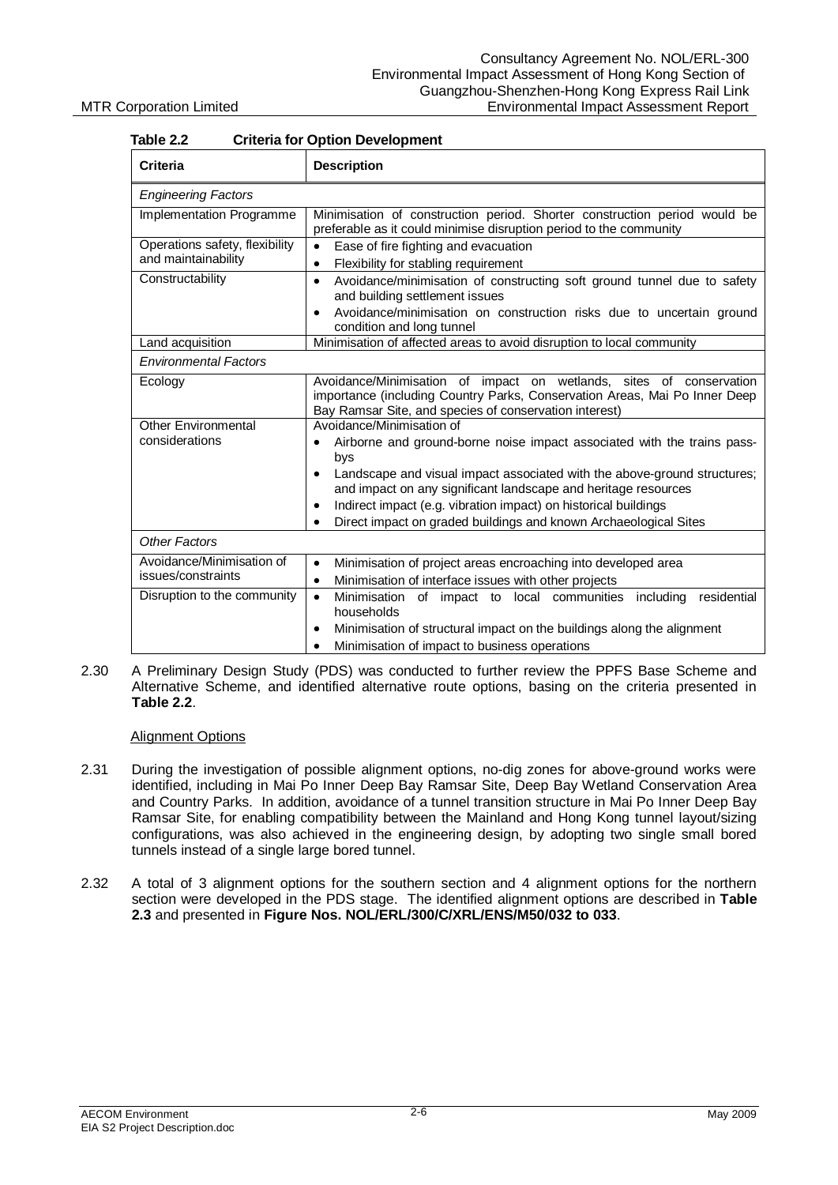**Table 2.2 Criteria for Option Development**

| Criteria | Description |
|---|---|
| *Engineering Factors* | |
| Implementation Programme | Minimisation of construction period. Shorter construction period would be preferable as it could minimise disruption period to the community |
| Operations safety, flexibility and maintainability | • Ease of fire fighting and evacuation<br>• Flexibility for stabling requirement |
| Constructability | • Avoidance/minimisation of constructing soft ground tunnel due to safety and building settlement issues<br>• Avoidance/minimisation on construction risks due to uncertain ground condition and long tunnel |
| Land acquisition | Minimisation of affected areas to avoid disruption to local community |
| *Environmental Factors* | |
| Ecology | Avoidance/Minimisation of impact on wetlands, sites of conservation importance (including Country Parks, Conservation Areas, Mai Po Inner Deep Bay Ramsar Site, and species of conservation interest) |
| Other Environmental considerations | Avoidance/Minimisation of<br>• Airborne and ground-borne noise impact associated with the trains pass-bys<br>• Landscape and visual impact associated with the above-ground structures; and impact on any significant landscape and heritage resources<br>• Indirect impact (e.g. vibration impact) on historical buildings<br>• Direct impact on graded buildings and known Archaeological Sites |
| *Other Factors* | |
| Avoidance/Minimisation of issues/constraints | • Minimisation of project areas encroaching into developed area<br>• Minimisation of interface issues with other projects |
| Disruption to the community | • Minimisation of impact to local communities including residential households<br>• Minimisation of structural impact on the buildings along the alignment<br>• Minimisation of impact to business operations |

2.30 A Preliminary Design Study (PDS) was conducted to further review the PPFS Base Scheme and Alternative Scheme, and identified alternative route options, basing on the criteria presented in **Table 2.2**.

Alignment Options

2.31 During the investigation of possible alignment options, no-dig zones for above-ground works were identified, including in Mai Po Inner Deep Bay Ramsar Site, Deep Bay Wetland Conservation Area and Country Parks. In addition, avoidance of a tunnel transition structure in Mai Po Inner Deep Bay Ramsar Site, for enabling compatibility between the Mainland and Hong Kong tunnel layout/sizing configurations, was also achieved in the engineering design, by adopting two single small bored tunnels instead of a single large bored tunnel.

2.32 A total of 3 alignment options for the southern section and 4 alignment options for the northern section were developed in the PDS stage. The identified alignment options are described in **Table 2.3** and presented in **Figure Nos. NOL/ERL/300/C/XRL/ENS/M50/032 to 033**.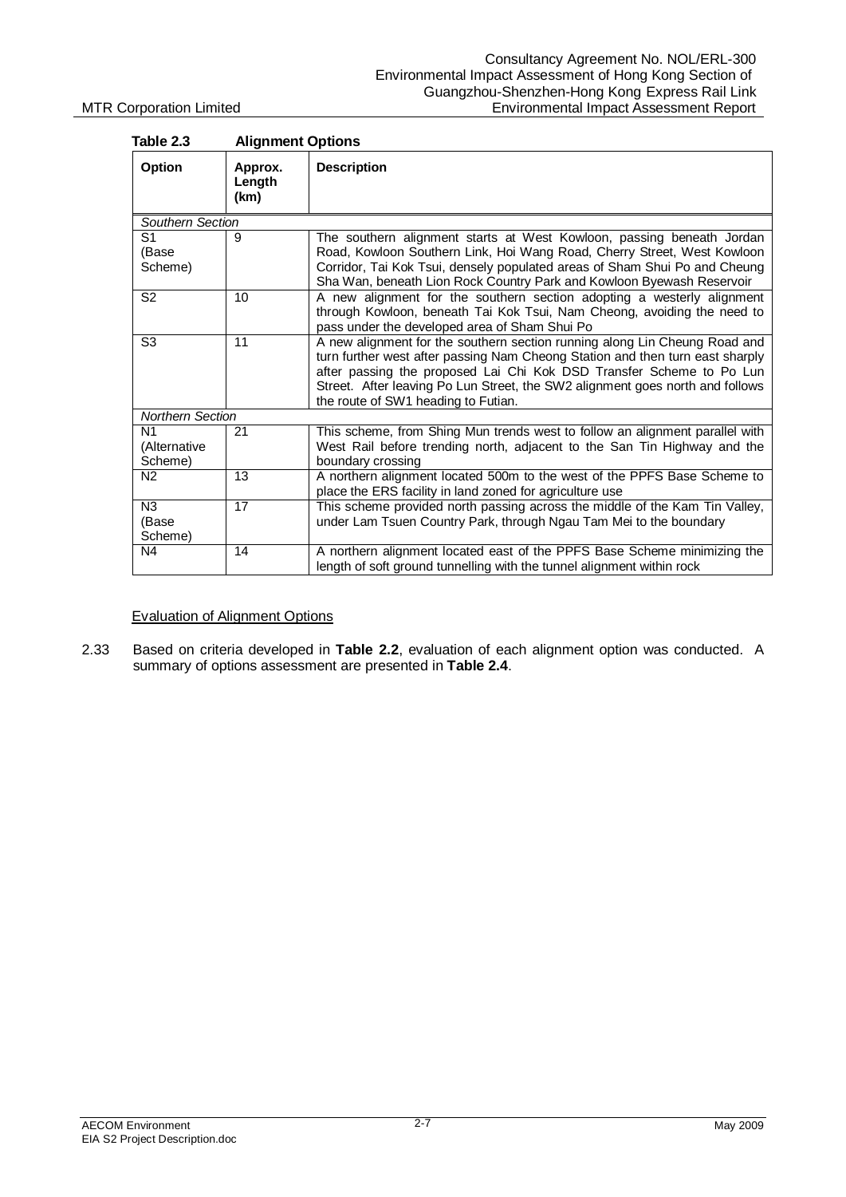**Table 2.3 Alignment Options**

| Option | Approx. Length (km) | Description |
|---|---|---|
| *Southern Section* | | |
| S1 (Base Scheme) | 9 | The southern alignment starts at West Kowloon, passing beneath Jordan Road, Kowloon Southern Link, Hoi Wang Road, Cherry Street, West Kowloon Corridor, Tai Kok Tsui, densely populated areas of Sham Shui Po and Cheung Sha Wan, beneath Lion Rock Country Park and Kowloon Byewash Reservoir |
| S2 | 10 | A new alignment for the southern section adopting a westerly alignment through Kowloon, beneath Tai Kok Tsui, Nam Cheong, avoiding the need to pass under the developed area of Sham Shui Po |
| S3 | 11 | A new alignment for the southern section running along Lin Cheung Road and turn further west after passing Nam Cheong Station and then turn east sharply after passing the proposed Lai Chi Kok DSD Transfer Scheme to Po Lun Street. After leaving Po Lun Street, the SW2 alignment goes north and follows the route of SW1 heading to Futian. |
| *Northern Section* | | |
| N1 (Alternative Scheme) | 21 | This scheme, from Shing Mun trends west to follow an alignment parallel with West Rail before trending north, adjacent to the San Tin Highway and the boundary crossing |
| N2 | 13 | A northern alignment located 500m to the west of the PPFS Base Scheme to place the ERS facility in land zoned for agriculture use |
| N3 (Base Scheme) | 17 | This scheme provided north passing across the middle of the Kam Tin Valley, under Lam Tsuen Country Park, through Ngau Tam Mei to the boundary |
| N4 | 14 | A northern alignment located east of the PPFS Base Scheme minimizing the length of soft ground tunnelling with the tunnel alignment within rock |

Evaluation of Alignment Options

2.33 Based on criteria developed in **Table 2.2**, evaluation of each alignment option was conducted. A summary of options assessment are presented in **Table 2.4**.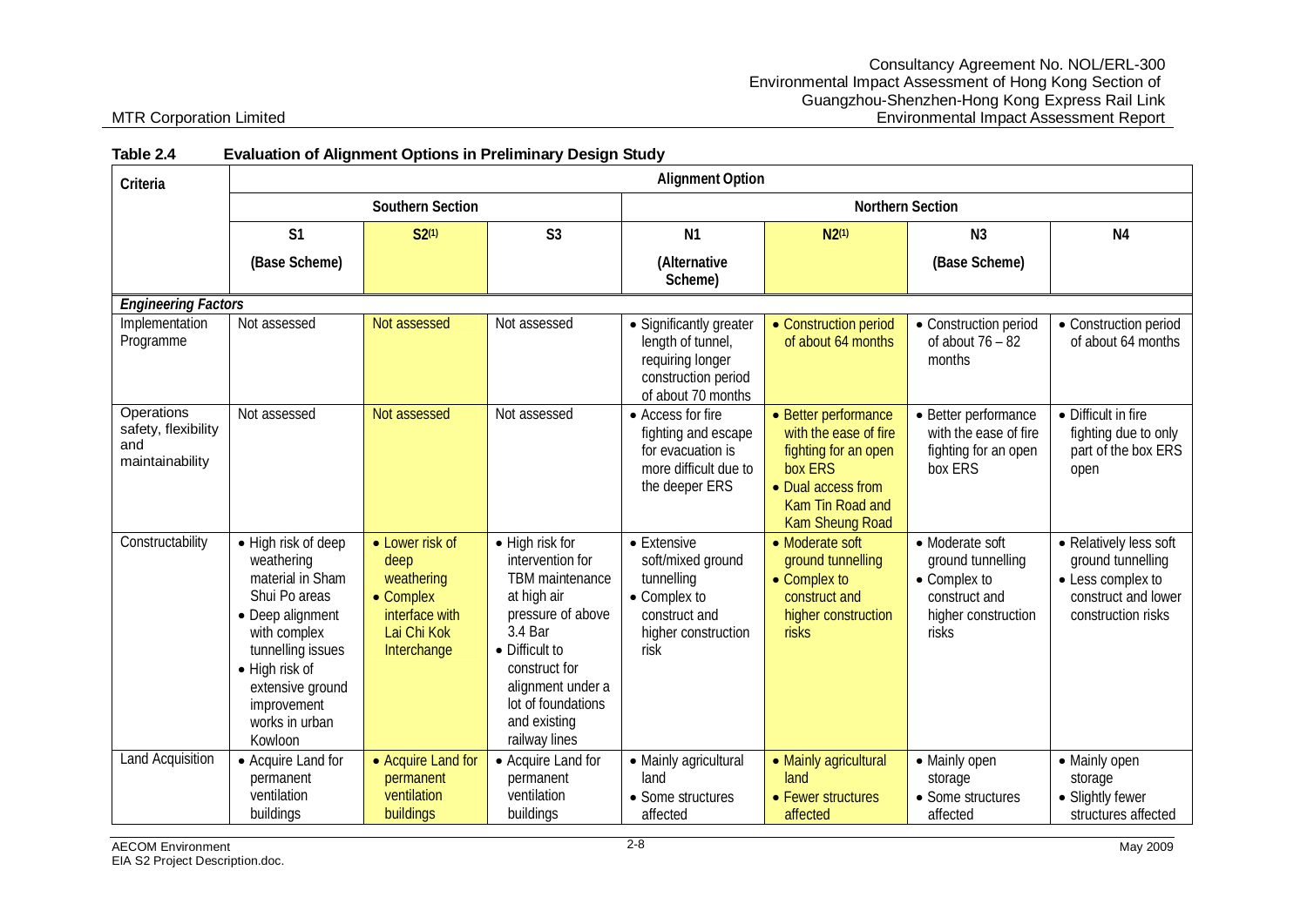**Table 2.4 Evaluation of Alignment Options in Preliminary Design Study**

| Criteria | Alignment Option | | | | | | |
|---|---|---|---|---|---|---|---|
| | Southern Section | | | Northern Section | | | |
| | S1 (Base Scheme) | S2[(1)] | S3 | N1 (Alternative Scheme) | N2[(1)] | N3 (Base Scheme) | N4 |
| ***Engineering Factors*** | | | | | | | |
| Implementation Programme | Not assessed | Not assessed | Not assessed | • Significantly greater length of tunnel, requiring longer construction period of about 70 months | • Construction period of about 64 months | • Construction period of about 76 – 82 months | • Construction period of about 64 months |
| Operations safety, flexibility and maintainability | Not assessed | Not assessed | Not assessed | • Access for fire fighting and escape for evacuation is more difficult due to the deeper ERS | • Better performance with the ease of fire fighting for an open box ERS<br>• Dual access from Kam Tin Road and Kam Sheung Road | • Better performance with the ease of fire fighting for an open box ERS | • Difficult in fire fighting due to only part of the box ERS open |
| Constructability | • High risk of deep weathering material in Sham Shui Po areas<br>• Deep alignment with complex tunnelling issues<br>• High risk of extensive ground improvement works in urban Kowloon | • Lower risk of deep weathering<br>• Complex interface with Lai Chi Kok Interchange | • High risk for intervention for TBM maintenance at high air pressure of above 3.4 Bar<br>• Difficult to construct for alignment under a lot of foundations and existing railway lines | • Extensive soft/mixed ground tunnelling<br>• Complex to construct and higher construction risk | • Moderate soft ground tunnelling<br>• Complex to construct and higher construction risks | • Moderate soft ground tunnelling<br>• Complex to construct and higher construction risks | • Relatively less soft ground tunnelling<br>• Less complex to construct and lower construction risks |
| Land Acquisition | • Acquire Land for permanent ventilation buildings | • Acquire Land for permanent ventilation buildings | • Acquire Land for permanent ventilation buildings | • Mainly agricultural land<br>• Some structures affected | • Mainly agricultural land<br>• Fewer structures affected | • Mainly open storage<br>• Some structures affected | • Mainly open storage<br>• Slightly fewer structures affected |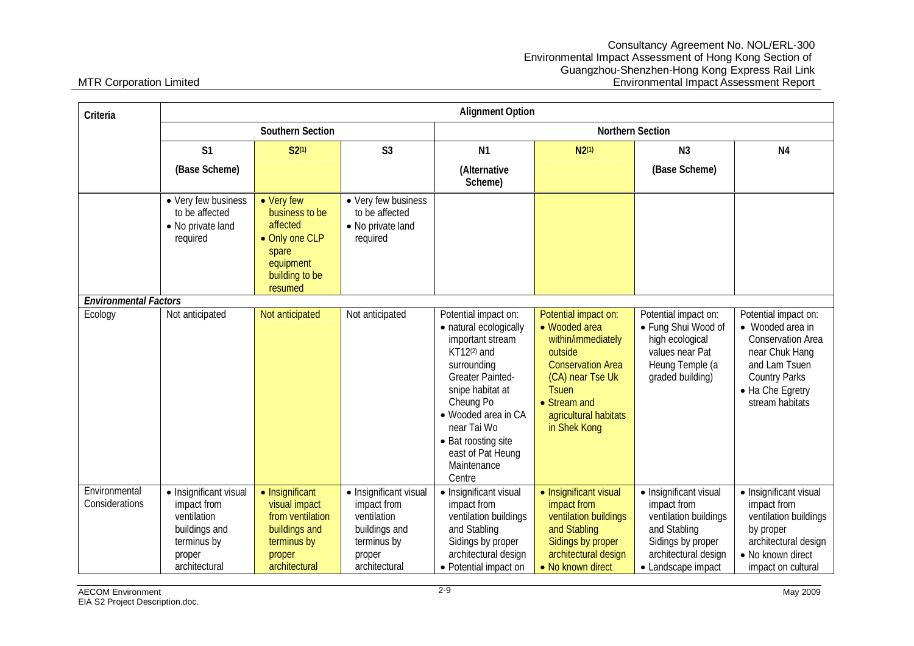| Criteria | Alignment Option | | | | | | |
|---|---|---|---|---|---|---|---|
| | Southern Section | | | Northern Section | | | |
| | S1 (Base Scheme) | S2[1] | S3 | N1 (Alternative Scheme) | N2[1] | N3 (Base Scheme) | N4 |
| | • Very few business to be affected<br>• No private land required | • Very few business to be affected<br>• Only one CLP spare equipment building to be resumed | • Very few business to be affected<br>• No private land required | | | | |
| ***Environmental Factors*** | | | | | | | |
| Ecology | Not anticipated | Not anticipated | Not anticipated | Potential impact on:<br>• natural ecologically important stream KT12[2] and surrounding Greater Painted-snipe habitat at Cheung Po<br>• Wooded area in CA near Tai Wo<br>• Bat roosting site east of Pat Heung Maintenance Centre | Potential impact on:<br>• Wooded area within/immediately outside Conservation Area (CA) near Tse Uk Tsuen<br>• Stream and agricultural habitats in Shek Kong | Potential impact on:<br>• Fung Shui Wood of high ecological values near Pat Heung Temple (a graded building) | Potential impact on:<br>• Wooded area in Conservation Area near Chuk Hang and Lam Tsuen Country Parks<br>• Ha Che Egretry stream habitats |
| Environmental Considerations | • Insignificant visual impact from ventilation buildings and terminus by proper architectural | • Insignificant visual impact from ventilation buildings and terminus by proper architectural | • Insignificant visual impact from ventilation buildings and terminus by proper architectural | • Insignificant visual impact from ventilation buildings and Stabling Sidings by proper architectural design<br>• Potential impact on | • Insignificant visual impact from ventilation buildings and Stabling Sidings by proper architectural design<br>• No known direct | • Insignificant visual impact from ventilation buildings and Stabling Sidings by proper architectural design<br>• Landscape impact | • Insignificant visual impact from ventilation buildings by proper architectural design<br>• No known direct impact on cultural |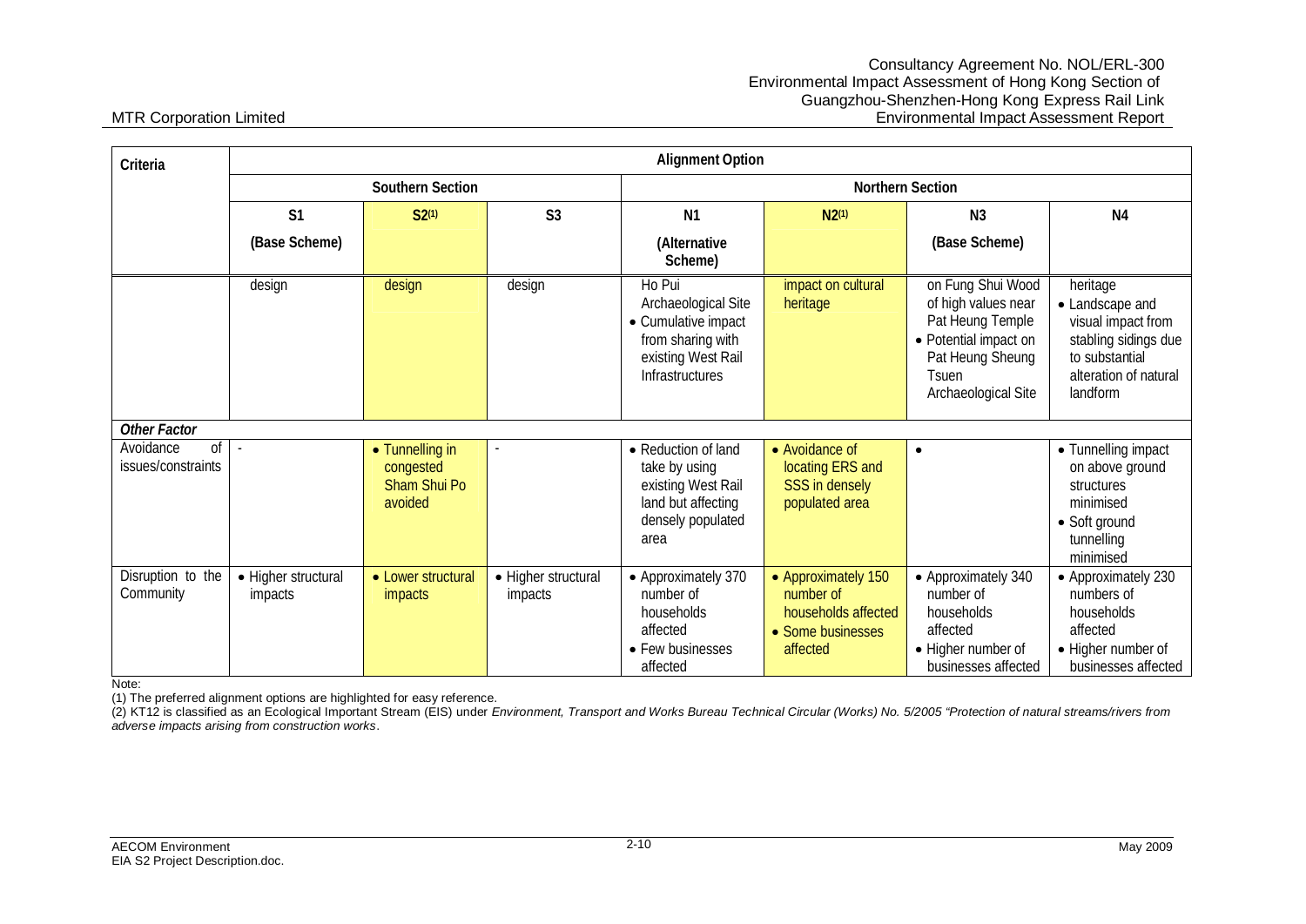| Criteria | Alignment Option | | | | | | |
|---|---|---|---|---|---|---|---|
| | Southern Section | | | Northern Section | | | |
| | S1 (Base Scheme) | S2(1) | S3 | N1 (Alternative Scheme) | N2(1) | N3 (Base Scheme) | N4 |
| | design | design | design | Ho Pui Archaeological Site<br>• Cumulative impact from sharing with existing West Rail Infrastructures | impact on cultural heritage | on Fung Shui Wood of high values near Pat Heung Temple<br>• Potential impact on Pat Heung Sheung Tsuen Archaeological Site | heritage<br>• Landscape and visual impact from stabling sidings due to substantial alteration of natural landform |
| ***Other Factor*** | | | | | | | |
| Avoidance of issues/constraints | - | • Tunnelling in congested Sham Shui Po avoided | - | • Reduction of land take by using existing West Rail land but affecting densely populated area | • Avoidance of locating ERS and SSS in densely populated area | • | • Tunnelling impact on above ground structures minimised<br>• Soft ground tunnelling minimised |
| Disruption to the Community | • Higher structural impacts | • Lower structural impacts | • Higher structural impacts | • Approximately 370 number of households affected<br>• Few businesses affected | • Approximately 150 number of households affected<br>• Some businesses affected | • Approximately 340 number of households affected<br>• Higher number of businesses affected | • Approximately 230 numbers of households affected<br>• Higher number of businesses affected |

Note:

(1) The preferred alignment options are highlighted for easy reference.

(2) KT12 is classified as an Ecological Important Stream (EIS) under *Environment, Transport and Works Bureau Technical Circular (Works) No. 5/2005 "Protection of natural streams/rivers from adverse impacts arising from construction works*.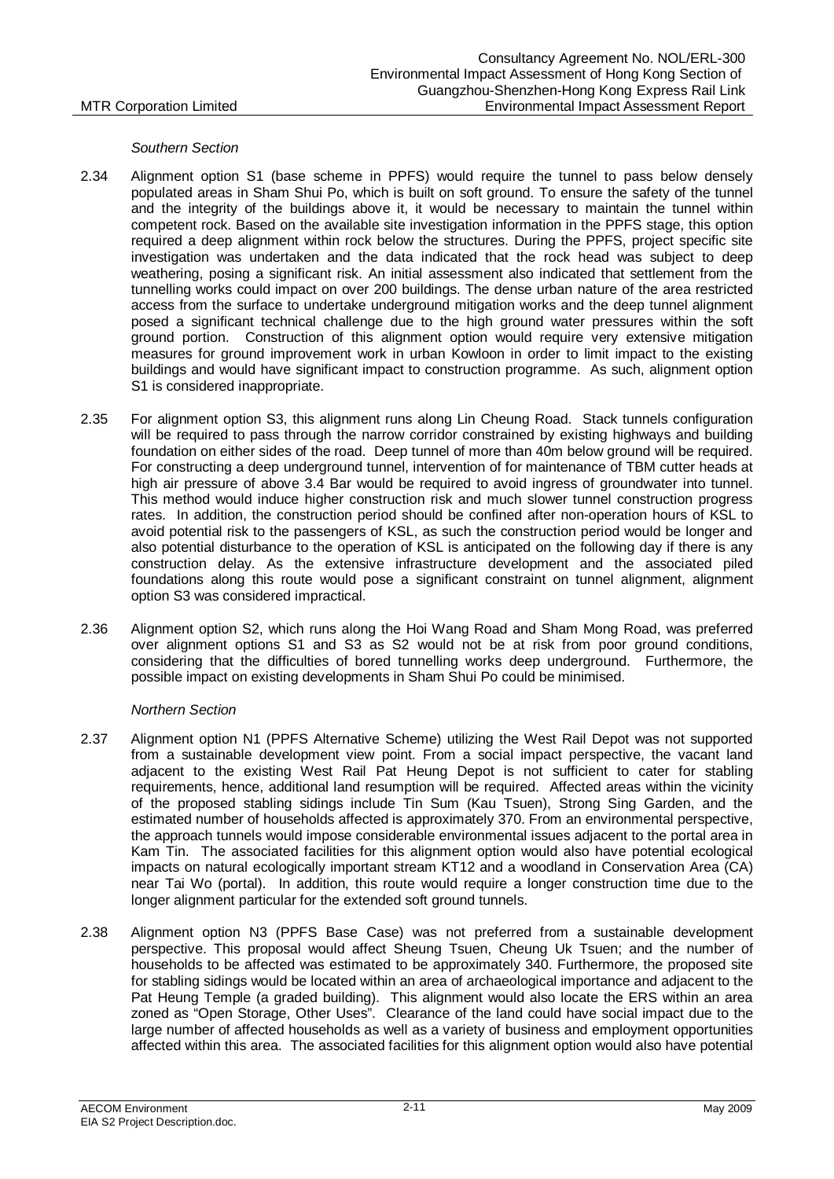*Southern Section*

2.34 Alignment option S1 (base scheme in PPFS) would require the tunnel to pass below densely populated areas in Sham Shui Po, which is built on soft ground. To ensure the safety of the tunnel and the integrity of the buildings above it, it would be necessary to maintain the tunnel within competent rock. Based on the available site investigation information in the PPFS stage, this option required a deep alignment within rock below the structures. During the PPFS, project specific site investigation was undertaken and the data indicated that the rock head was subject to deep weathering, posing a significant risk. An initial assessment also indicated that settlement from the tunnelling works could impact on over 200 buildings. The dense urban nature of the area restricted access from the surface to undertake underground mitigation works and the deep tunnel alignment posed a significant technical challenge due to the high ground water pressures within the soft ground portion. Construction of this alignment option would require very extensive mitigation measures for ground improvement work in urban Kowloon in order to limit impact to the existing buildings and would have significant impact to construction programme. As such, alignment option S1 is considered inappropriate.

2.35 For alignment option S3, this alignment runs along Lin Cheung Road. Stack tunnels configuration will be required to pass through the narrow corridor constrained by existing highways and building foundation on either sides of the road. Deep tunnel of more than 40m below ground will be required. For constructing a deep underground tunnel, intervention of for maintenance of TBM cutter heads at high air pressure of above 3.4 Bar would be required to avoid ingress of groundwater into tunnel. This method would induce higher construction risk and much slower tunnel construction progress rates. In addition, the construction period should be confined after non-operation hours of KSL to avoid potential risk to the passengers of KSL, as such the construction period would be longer and also potential disturbance to the operation of KSL is anticipated on the following day if there is any construction delay. As the extensive infrastructure development and the associated piled foundations along this route would pose a significant constraint on tunnel alignment, alignment option S3 was considered impractical.

2.36 Alignment option S2, which runs along the Hoi Wang Road and Sham Mong Road, was preferred over alignment options S1 and S3 as S2 would not be at risk from poor ground conditions, considering that the difficulties of bored tunnelling works deep underground. Furthermore, the possible impact on existing developments in Sham Shui Po could be minimised.

*Northern Section*

2.37 Alignment option N1 (PPFS Alternative Scheme) utilizing the West Rail Depot was not supported from a sustainable development view point. From a social impact perspective, the vacant land adjacent to the existing West Rail Pat Heung Depot is not sufficient to cater for stabling requirements, hence, additional land resumption will be required. Affected areas within the vicinity of the proposed stabling sidings include Tin Sum (Kau Tsuen), Strong Sing Garden, and the estimated number of households affected is approximately 370. From an environmental perspective, the approach tunnels would impose considerable environmental issues adjacent to the portal area in Kam Tin. The associated facilities for this alignment option would also have potential ecological impacts on natural ecologically important stream KT12 and a woodland in Conservation Area (CA) near Tai Wo (portal). In addition, this route would require a longer construction time due to the longer alignment particular for the extended soft ground tunnels.

2.38 Alignment option N3 (PPFS Base Case) was not preferred from a sustainable development perspective. This proposal would affect Sheung Tsuen, Cheung Uk Tsuen; and the number of households to be affected was estimated to be approximately 340. Furthermore, the proposed site for stabling sidings would be located within an area of archaeological importance and adjacent to the Pat Heung Temple (a graded building). This alignment would also locate the ERS within an area zoned as "Open Storage, Other Uses". Clearance of the land could have social impact due to the large number of affected households as well as a variety of business and employment opportunities affected within this area. The associated facilities for this alignment option would also have potential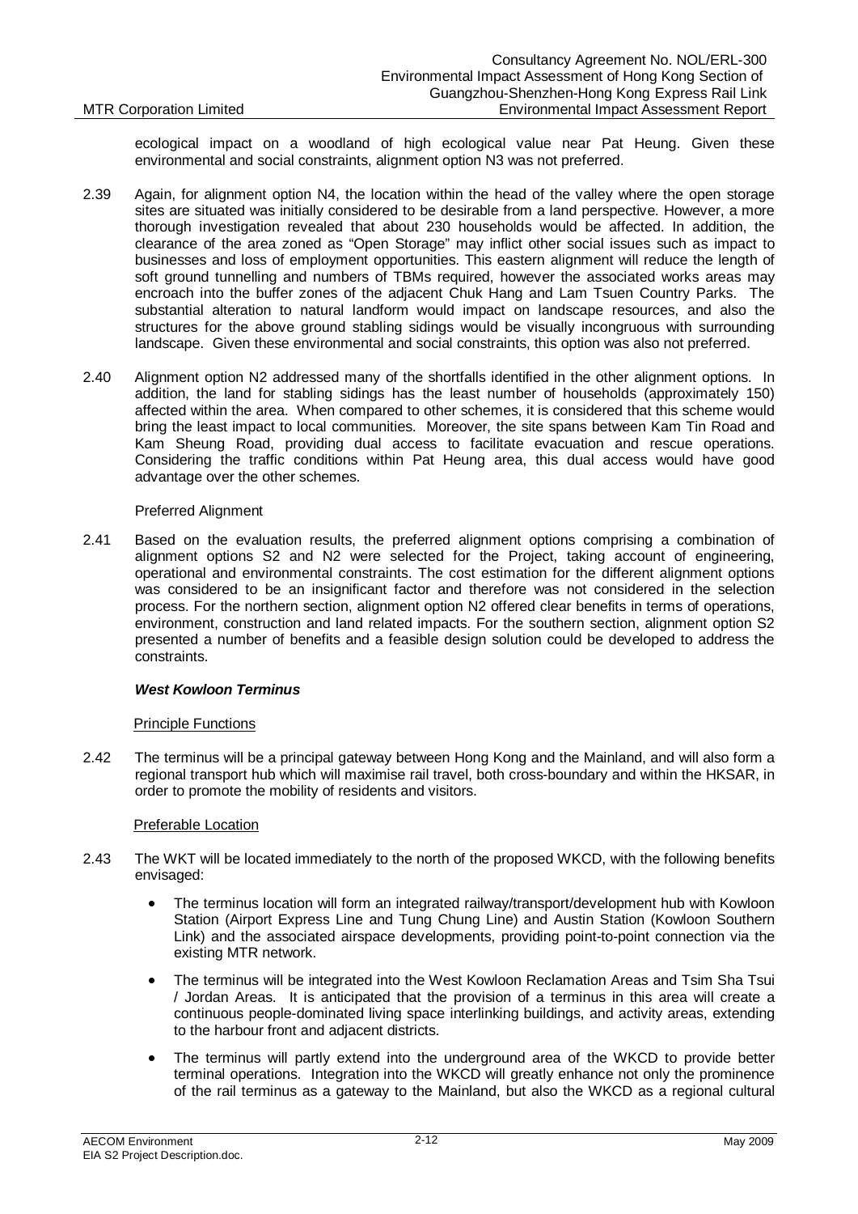ecological impact on a woodland of high ecological value near Pat Heung. Given these environmental and social constraints, alignment option N3 was not preferred.

2.39 Again, for alignment option N4, the location within the head of the valley where the open storage sites are situated was initially considered to be desirable from a land perspective. However, a more thorough investigation revealed that about 230 households would be affected. In addition, the clearance of the area zoned as "Open Storage" may inflict other social issues such as impact to businesses and loss of employment opportunities. This eastern alignment will reduce the length of soft ground tunnelling and numbers of TBMs required, however the associated works areas may encroach into the buffer zones of the adjacent Chuk Hang and Lam Tsuen Country Parks. The substantial alteration to natural landform would impact on landscape resources, and also the structures for the above ground stabling sidings would be visually incongruous with surrounding landscape. Given these environmental and social constraints, this option was also not preferred.

2.40 Alignment option N2 addressed many of the shortfalls identified in the other alignment options. In addition, the land for stabling sidings has the least number of households (approximately 150) affected within the area. When compared to other schemes, it is considered that this scheme would bring the least impact to local communities. Moreover, the site spans between Kam Tin Road and Kam Sheung Road, providing dual access to facilitate evacuation and rescue operations. Considering the traffic conditions within Pat Heung area, this dual access would have good advantage over the other schemes.

Preferred Alignment

2.41 Based on the evaluation results, the preferred alignment options comprising a combination of alignment options S2 and N2 were selected for the Project, taking account of engineering, operational and environmental constraints. The cost estimation for the different alignment options was considered to be an insignificant factor and therefore was not considered in the selection process. For the northern section, alignment option N2 offered clear benefits in terms of operations, environment, construction and land related impacts. For the southern section, alignment option S2 presented a number of benefits and a feasible design solution could be developed to address the constraints.

### ***West Kowloon Terminus***

Principle Functions

2.42 The terminus will be a principal gateway between Hong Kong and the Mainland, and will also form a regional transport hub which will maximise rail travel, both cross-boundary and within the HKSAR, in order to promote the mobility of residents and visitors.

Preferable Location

2.43 The WKT will be located immediately to the north of the proposed WKCD, with the following benefits envisaged:

- The terminus location will form an integrated railway/transport/development hub with Kowloon Station (Airport Express Line and Tung Chung Line) and Austin Station (Kowloon Southern Link) and the associated airspace developments, providing point-to-point connection via the existing MTR network.
- The terminus will be integrated into the West Kowloon Reclamation Areas and Tsim Sha Tsui / Jordan Areas. It is anticipated that the provision of a terminus in this area will create a continuous people-dominated living space interlinking buildings, and activity areas, extending to the harbour front and adjacent districts.
- The terminus will partly extend into the underground area of the WKCD to provide better terminal operations. Integration into the WKCD will greatly enhance not only the prominence of the rail terminus as a gateway to the Mainland, but also the WKCD as a regional cultural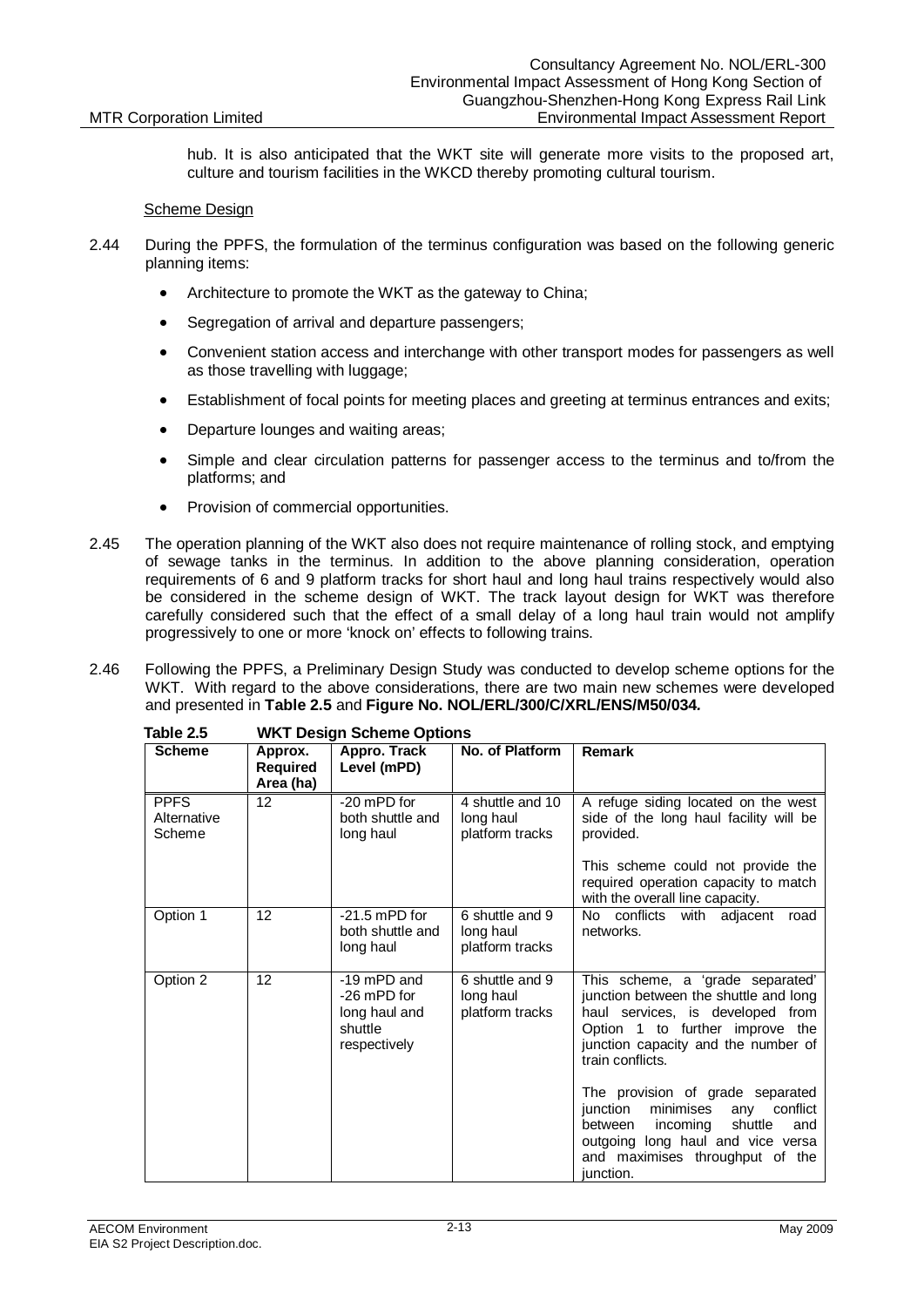hub. It is also anticipated that the WKT site will generate more visits to the proposed art, culture and tourism facilities in the WKCD thereby promoting cultural tourism.

Scheme Design

2.44 During the PPFS, the formulation of the terminus configuration was based on the following generic planning items:

- Architecture to promote the WKT as the gateway to China;
- Segregation of arrival and departure passengers;
- Convenient station access and interchange with other transport modes for passengers as well as those travelling with luggage;
- Establishment of focal points for meeting places and greeting at terminus entrances and exits;
- Departure lounges and waiting areas;
- Simple and clear circulation patterns for passenger access to the terminus and to/from the platforms; and
- Provision of commercial opportunities.

2.45 The operation planning of the WKT also does not require maintenance of rolling stock, and emptying of sewage tanks in the terminus. In addition to the above planning consideration, operation requirements of 6 and 9 platform tracks for short haul and long haul trains respectively would also be considered in the scheme design of WKT. The track layout design for WKT was therefore carefully considered such that the effect of a small delay of a long haul train would not amplify progressively to one or more 'knock on' effects to following trains.

2.46 Following the PPFS, a Preliminary Design Study was conducted to develop scheme options for the WKT. With regard to the above considerations, there are two main new schemes were developed and presented in **Table 2.5** and **Figure No. NOL/ERL/300/C/XRL/ENS/M50/034.**

**Table 2.5 WKT Design Scheme Options**

| Scheme | Approx. Required Area (ha) | Appro. Track Level (mPD) | No. of Platform | Remark |
|---|---|---|---|---|
| PPFS Alternative Scheme | 12 | -20 mPD for both shuttle and long haul | 4 shuttle and 10 long haul platform tracks | A refuge siding located on the west side of the long haul facility will be provided.<br><br>This scheme could not provide the required operation capacity to match with the overall line capacity. |
| Option 1 | 12 | -21.5 mPD for both shuttle and long haul | 6 shuttle and 9 long haul platform tracks | No conflicts with adjacent road networks. |
| Option 2 | 12 | -19 mPD and -26 mPD for long haul and shuttle respectively | 6 shuttle and 9 long haul platform tracks | This scheme, a 'grade separated' junction between the shuttle and long haul services, is developed from Option 1 to further improve the junction capacity and the number of train conflicts.<br><br>The provision of grade separated junction minimises any conflict between incoming shuttle and outgoing long haul and vice versa and maximises throughput of the junction. |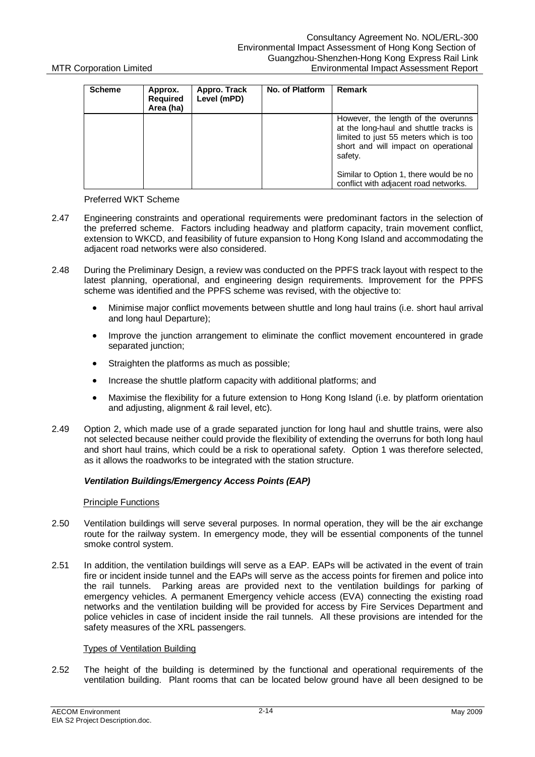| Scheme | Approx. Required Area (ha) | Appro. Track Level (mPD) | No. of Platform | Remark |
|---|---|---|---|---|
| | | | | However, the length of the overunns at the long-haul and shuttle tracks is limited to just 55 meters which is too short and will impact on operational safety.<br><br>Similar to Option 1, there would be no conflict with adjacent road networks. |

Preferred WKT Scheme

2.47 Engineering constraints and operational requirements were predominant factors in the selection of the preferred scheme. Factors including headway and platform capacity, train movement conflict, extension to WKCD, and feasibility of future expansion to Hong Kong Island and accommodating the adjacent road networks were also considered.

2.48 During the Preliminary Design, a review was conducted on the PPFS track layout with respect to the latest planning, operational, and engineering design requirements. Improvement for the PPFS scheme was identified and the PPFS scheme was revised, with the objective to:

- Minimise major conflict movements between shuttle and long haul trains (i.e. short haul arrival and long haul Departure);
- Improve the junction arrangement to eliminate the conflict movement encountered in grade separated junction;
- Straighten the platforms as much as possible;
- Increase the shuttle platform capacity with additional platforms; and
- Maximise the flexibility for a future extension to Hong Kong Island (i.e. by platform orientation and adjusting, alignment & rail level, etc).

2.49 Option 2, which made use of a grade separated junction for long haul and shuttle trains, were also not selected because neither could provide the flexibility of extending the overruns for both long haul and short haul trains, which could be a risk to operational safety. Option 1 was therefore selected, as it allows the roadworks to be integrated with the station structure.

***Ventilation Buildings/Emergency Access Points (EAP)***

Principle Functions

2.50 Ventilation buildings will serve several purposes. In normal operation, they will be the air exchange route for the railway system. In emergency mode, they will be essential components of the tunnel smoke control system.

2.51 In addition, the ventilation buildings will serve as a EAP. EAPs will be activated in the event of train fire or incident inside tunnel and the EAPs will serve as the access points for firemen and police into the rail tunnels. Parking areas are provided next to the ventilation buildings for parking of emergency vehicles. A permanent Emergency vehicle access (EVA) connecting the existing road networks and the ventilation building will be provided for access by Fire Services Department and police vehicles in case of incident inside the rail tunnels. All these provisions are intended for the safety measures of the XRL passengers.

Types of Ventilation Building

2.52 The height of the building is determined by the functional and operational requirements of the ventilation building. Plant rooms that can be located below ground have all been designed to be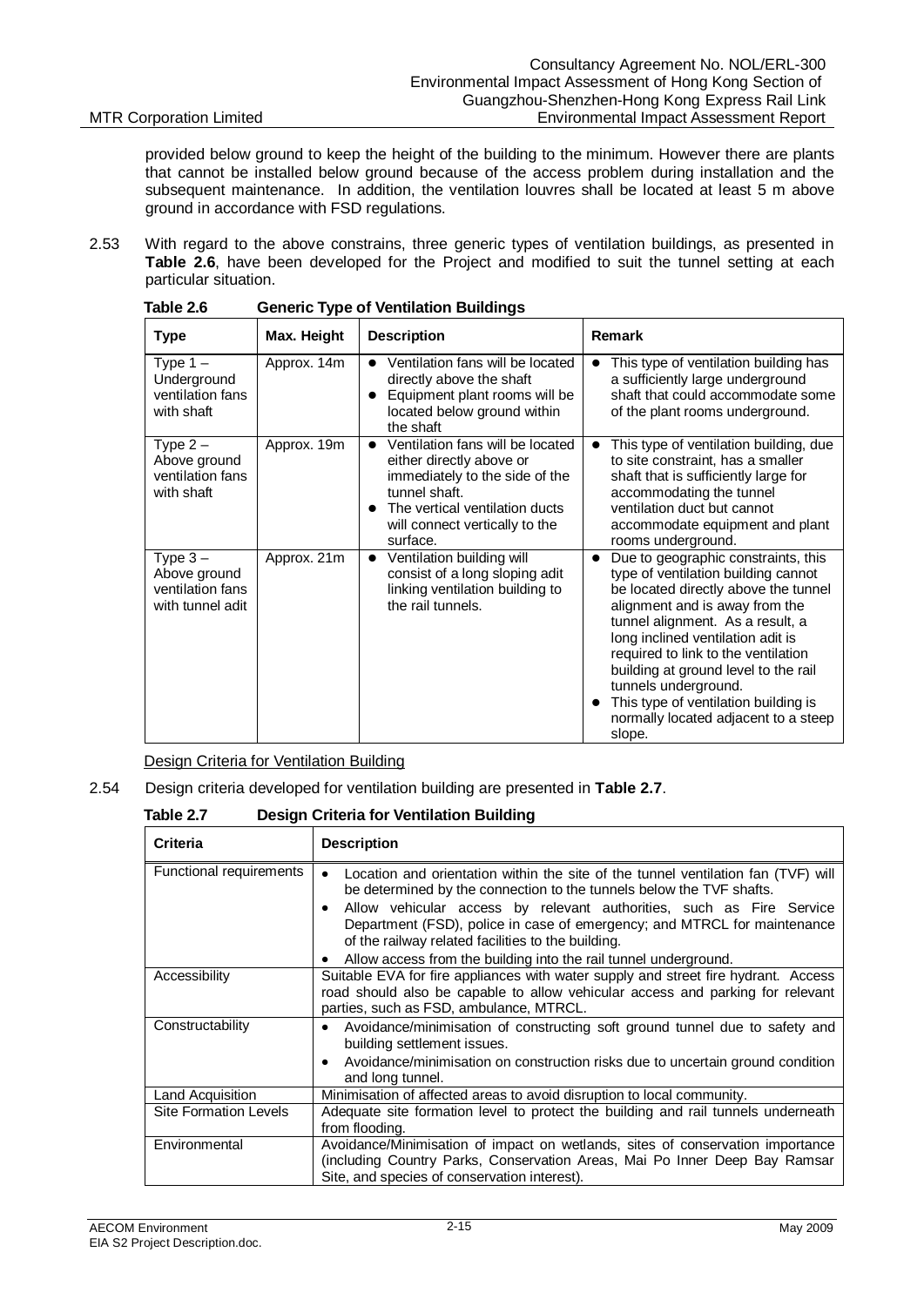provided below ground to keep the height of the building to the minimum. However there are plants that cannot be installed below ground because of the access problem during installation and the subsequent maintenance. In addition, the ventilation louvres shall be located at least 5 m above ground in accordance with FSD regulations.

2.53 With regard to the above constrains, three generic types of ventilation buildings, as presented in **Table 2.6**, have been developed for the Project and modified to suit the tunnel setting at each particular situation.

**Table 2.6 Generic Type of Ventilation Buildings**

| Type | Max. Height | Description | Remark |
|---|---|---|---|
| Type 1 – Underground ventilation fans with shaft | Approx. 14m | • Ventilation fans will be located directly above the shaft<br>• Equipment plant rooms will be located below ground within the shaft | • This type of ventilation building has a sufficiently large underground shaft that could accommodate some of the plant rooms underground. |
| Type 2 – Above ground ventilation fans with shaft | Approx. 19m | • Ventilation fans will be located either directly above or immediately to the side of the tunnel shaft.<br>• The vertical ventilation ducts will connect vertically to the surface. | • This type of ventilation building, due to site constraint, has a smaller shaft that is sufficiently large for accommodating the tunnel ventilation duct but cannot accommodate equipment and plant rooms underground. |
| Type 3 – Above ground ventilation fans with tunnel adit | Approx. 21m | • Ventilation building will consist of a long sloping adit linking ventilation building to the rail tunnels. | • Due to geographic constraints, this type of ventilation building cannot be located directly above the tunnel alignment and is away from the tunnel alignment. As a result, a long inclined ventilation adit is required to link to the ventilation building at ground level to the rail tunnels underground.<br>• This type of ventilation building is normally located adjacent to a steep slope. |

Design Criteria for Ventilation Building

2.54 Design criteria developed for ventilation building are presented in **Table 2.7**.

**Table 2.7 Design Criteria for Ventilation Building**

| Criteria | Description |
|---|---|
| Functional requirements | • Location and orientation within the site of the tunnel ventilation fan (TVF) will be determined by the connection to the tunnels below the TVF shafts.<br>• Allow vehicular access by relevant authorities, such as Fire Service Department (FSD), police in case of emergency; and MTRCL for maintenance of the railway related facilities to the building.<br>• Allow access from the building into the rail tunnel underground. |
| Accessibility | Suitable EVA for fire appliances with water supply and street fire hydrant. Access road should also be capable to allow vehicular access and parking for relevant parties, such as FSD, ambulance, MTRCL. |
| Constructability | • Avoidance/minimisation of constructing soft ground tunnel due to safety and building settlement issues.<br>• Avoidance/minimisation on construction risks due to uncertain ground condition and long tunnel. |
| Land Acquisition | Minimisation of affected areas to avoid disruption to local community. |
| Site Formation Levels | Adequate site formation level to protect the building and rail tunnels underneath from flooding. |
| Environmental | Avoidance/Minimisation of impact on wetlands, sites of conservation importance (including Country Parks, Conservation Areas, Mai Po Inner Deep Bay Ramsar Site, and species of conservation interest). |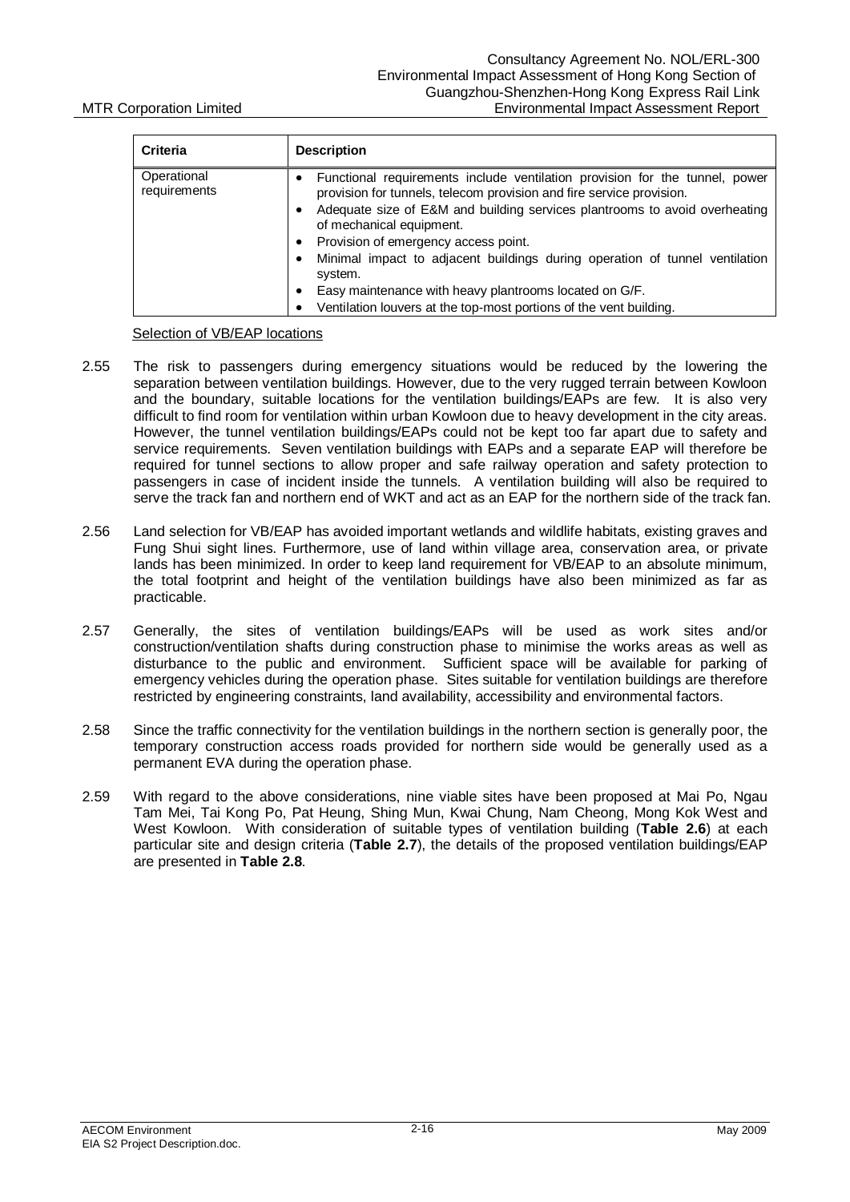| Criteria | Description |
| --- | --- |
| Operational requirements | • Functional requirements include ventilation provision for the tunnel, power provision for tunnels, telecom provision and fire service provision.<br>• Adequate size of E&M and building services plantrooms to avoid overheating of mechanical equipment.<br>• Provision of emergency access point.<br>• Minimal impact to adjacent buildings during operation of tunnel ventilation system.<br>• Easy maintenance with heavy plantrooms located on G/F.<br>• Ventilation louvers at the top-most portions of the vent building. |

Selection of VB/EAP locations

2.55 The risk to passengers during emergency situations would be reduced by the lowering the separation between ventilation buildings. However, due to the very rugged terrain between Kowloon and the boundary, suitable locations for the ventilation buildings/EAPs are few. It is also very difficult to find room for ventilation within urban Kowloon due to heavy development in the city areas. However, the tunnel ventilation buildings/EAPs could not be kept too far apart due to safety and service requirements. Seven ventilation buildings with EAPs and a separate EAP will therefore be required for tunnel sections to allow proper and safe railway operation and safety protection to passengers in case of incident inside the tunnels. A ventilation building will also be required to serve the track fan and northern end of WKT and act as an EAP for the northern side of the track fan.

2.56 Land selection for VB/EAP has avoided important wetlands and wildlife habitats, existing graves and Fung Shui sight lines. Furthermore, use of land within village area, conservation area, or private lands has been minimized. In order to keep land requirement for VB/EAP to an absolute minimum, the total footprint and height of the ventilation buildings have also been minimized as far as practicable.

2.57 Generally, the sites of ventilation buildings/EAPs will be used as work sites and/or construction/ventilation shafts during construction phase to minimise the works areas as well as disturbance to the public and environment. Sufficient space will be available for parking of emergency vehicles during the operation phase. Sites suitable for ventilation buildings are therefore restricted by engineering constraints, land availability, accessibility and environmental factors.

2.58 Since the traffic connectivity for the ventilation buildings in the northern section is generally poor, the temporary construction access roads provided for northern side would be generally used as a permanent EVA during the operation phase.

2.59 With regard to the above considerations, nine viable sites have been proposed at Mai Po, Ngau Tam Mei, Tai Kong Po, Pat Heung, Shing Mun, Kwai Chung, Nam Cheong, Mong Kok West and West Kowloon. With consideration of suitable types of ventilation building (**Table 2.6**) at each particular site and design criteria (**Table 2.7**), the details of the proposed ventilation buildings/EAP are presented in **Table 2.8**.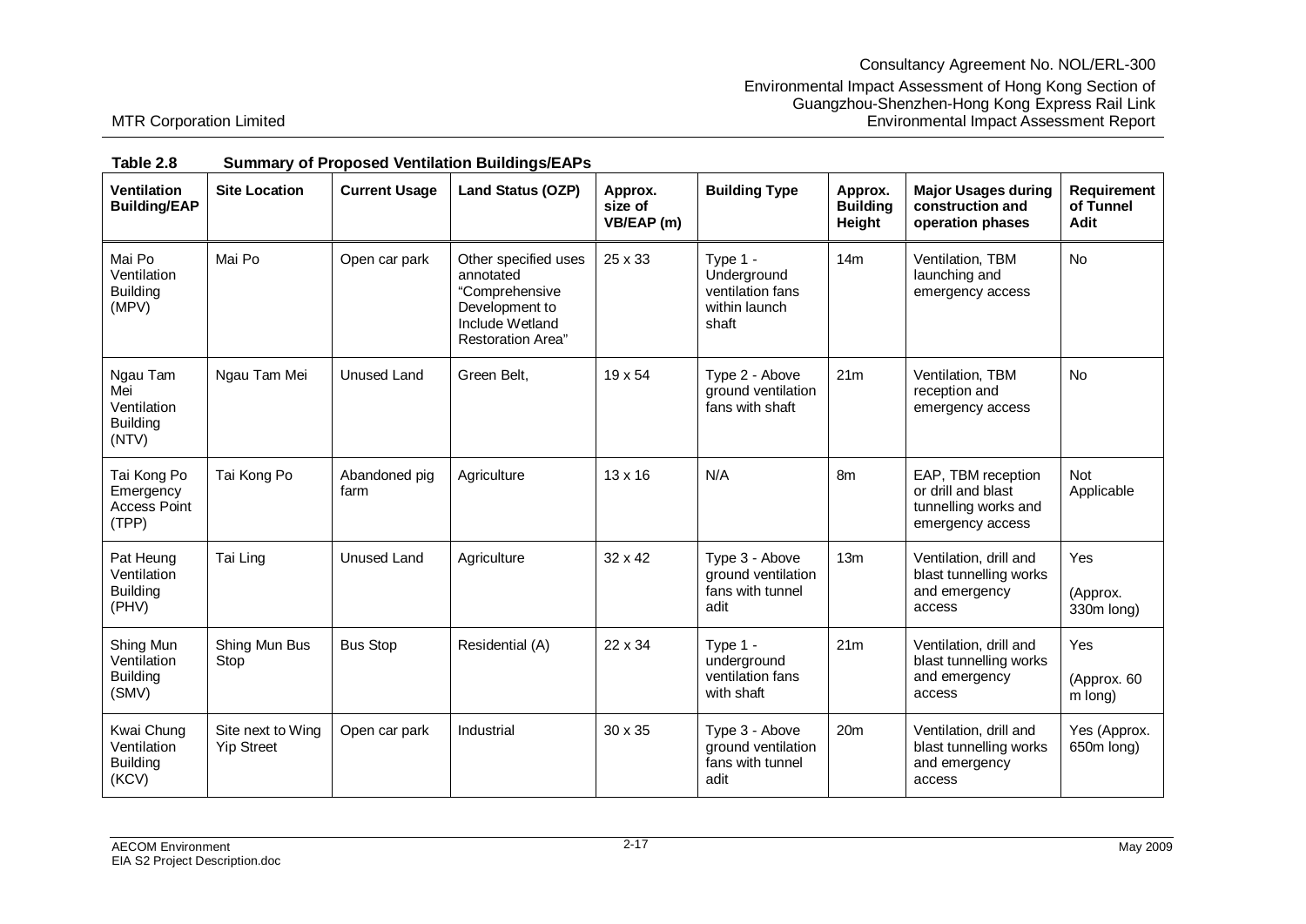**Table 2.8 Summary of Proposed Ventilation Buildings/EAPs**

| Ventilation Building/EAP | Site Location | Current Usage | Land Status (OZP) | Approx. size of VB/EAP (m) | Building Type | Approx. Building Height | Major Usages during construction and operation phases | Requirement of Tunnel Adit |
|---|---|---|---|---|---|---|---|---|
| Mai Po Ventilation Building (MPV) | Mai Po | Open car park | Other specified uses annotated "Comprehensive Development to Include Wetland Restoration Area" | 25 x 33 | Type 1 - Underground ventilation fans within launch shaft | 14m | Ventilation, TBM launching and emergency access | No |
| Ngau Tam Mei Ventilation Building (NTV) | Ngau Tam Mei | Unused Land | Green Belt, | 19 x 54 | Type 2 - Above ground ventilation fans with shaft | 21m | Ventilation, TBM reception and emergency access | No |
| Tai Kong Po Emergency Access Point (TPP) | Tai Kong Po | Abandoned pig farm | Agriculture | 13 x 16 | N/A | 8m | EAP, TBM reception or drill and blast tunnelling works and emergency access | Not Applicable |
| Pat Heung Ventilation Building (PHV) | Tai Ling | Unused Land | Agriculture | 32 x 42 | Type 3 - Above ground ventilation fans with tunnel adit | 13m | Ventilation, drill and blast tunnelling works and emergency access | Yes (Approx. 330m long) |
| Shing Mun Ventilation Building (SMV) | Shing Mun Bus Stop | Bus Stop | Residential (A) | 22 x 34 | Type 1 - underground ventilation fans with shaft | 21m | Ventilation, drill and blast tunnelling works and emergency access | Yes (Approx. 60 m long) |
| Kwai Chung Ventilation Building (KCV) | Site next to Wing Yip Street | Open car park | Industrial | 30 x 35 | Type 3 - Above ground ventilation fans with tunnel adit | 20m | Ventilation, drill and blast tunnelling works and emergency access | Yes (Approx. 650m long) |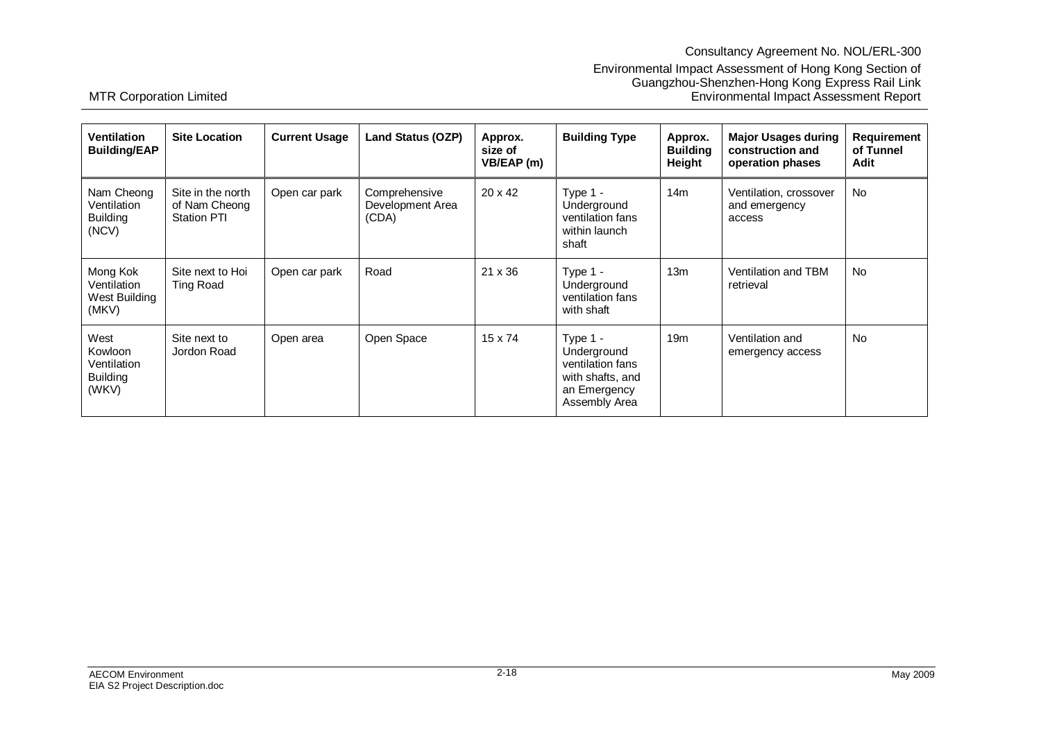| Ventilation Building/EAP | Site Location | Current Usage | Land Status (OZP) | Approx. size of VB/EAP (m) | Building Type | Approx. Building Height | Major Usages during construction and operation phases | Requirement of Tunnel Adit |
|---|---|---|---|---|---|---|---|---|
| Nam Cheong Ventilation Building (NCV) | Site in the north of Nam Cheong Station PTI | Open car park | Comprehensive Development Area (CDA) | 20 x 42 | Type 1 - Underground ventilation fans within launch shaft | 14m | Ventilation, crossover and emergency access | No |
| Mong Kok Ventilation West Building (MKV) | Site next to Hoi Ting Road | Open car park | Road | 21 x 36 | Type 1 - Underground ventilation fans with shaft | 13m | Ventilation and TBM retrieval | No |
| West Kowloon Ventilation Building (WKV) | Site next to Jordon Road | Open area | Open Space | 15 x 74 | Type 1 - Underground ventilation fans with shafts, and an Emergency Assembly Area | 19m | Ventilation and emergency access | No |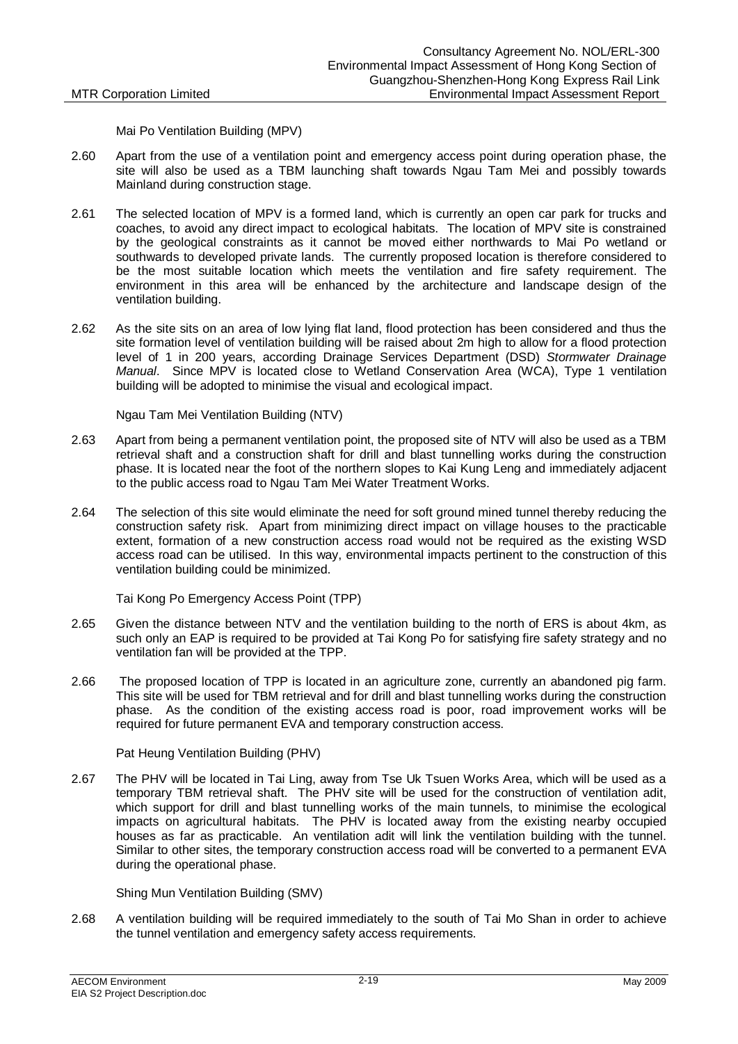Mai Po Ventilation Building (MPV)

2.60 Apart from the use of a ventilation point and emergency access point during operation phase, the site will also be used as a TBM launching shaft towards Ngau Tam Mei and possibly towards Mainland during construction stage.

2.61 The selected location of MPV is a formed land, which is currently an open car park for trucks and coaches, to avoid any direct impact to ecological habitats. The location of MPV site is constrained by the geological constraints as it cannot be moved either northwards to Mai Po wetland or southwards to developed private lands. The currently proposed location is therefore considered to be the most suitable location which meets the ventilation and fire safety requirement. The environment in this area will be enhanced by the architecture and landscape design of the ventilation building.

2.62 As the site sits on an area of low lying flat land, flood protection has been considered and thus the site formation level of ventilation building will be raised about 2m high to allow for a flood protection level of 1 in 200 years, according Drainage Services Department (DSD) *Stormwater Drainage Manual*. Since MPV is located close to Wetland Conservation Area (WCA), Type 1 ventilation building will be adopted to minimise the visual and ecological impact.

Ngau Tam Mei Ventilation Building (NTV)

2.63 Apart from being a permanent ventilation point, the proposed site of NTV will also be used as a TBM retrieval shaft and a construction shaft for drill and blast tunnelling works during the construction phase. It is located near the foot of the northern slopes to Kai Kung Leng and immediately adjacent to the public access road to Ngau Tam Mei Water Treatment Works.

2.64 The selection of this site would eliminate the need for soft ground mined tunnel thereby reducing the construction safety risk. Apart from minimizing direct impact on village houses to the practicable extent, formation of a new construction access road would not be required as the existing WSD access road can be utilised. In this way, environmental impacts pertinent to the construction of this ventilation building could be minimized.

Tai Kong Po Emergency Access Point (TPP)

2.65 Given the distance between NTV and the ventilation building to the north of ERS is about 4km, as such only an EAP is required to be provided at Tai Kong Po for satisfying fire safety strategy and no ventilation fan will be provided at the TPP.

2.66 The proposed location of TPP is located in an agriculture zone, currently an abandoned pig farm. This site will be used for TBM retrieval and for drill and blast tunnelling works during the construction phase. As the condition of the existing access road is poor, road improvement works will be required for future permanent EVA and temporary construction access.

Pat Heung Ventilation Building (PHV)

2.67 The PHV will be located in Tai Ling, away from Tse Uk Tsuen Works Area, which will be used as a temporary TBM retrieval shaft. The PHV site will be used for the construction of ventilation adit, which support for drill and blast tunnelling works of the main tunnels, to minimise the ecological impacts on agricultural habitats. The PHV is located away from the existing nearby occupied houses as far as practicable. An ventilation adit will link the ventilation building with the tunnel. Similar to other sites, the temporary construction access road will be converted to a permanent EVA during the operational phase.

Shing Mun Ventilation Building (SMV)

2.68 A ventilation building will be required immediately to the south of Tai Mo Shan in order to achieve the tunnel ventilation and emergency safety access requirements.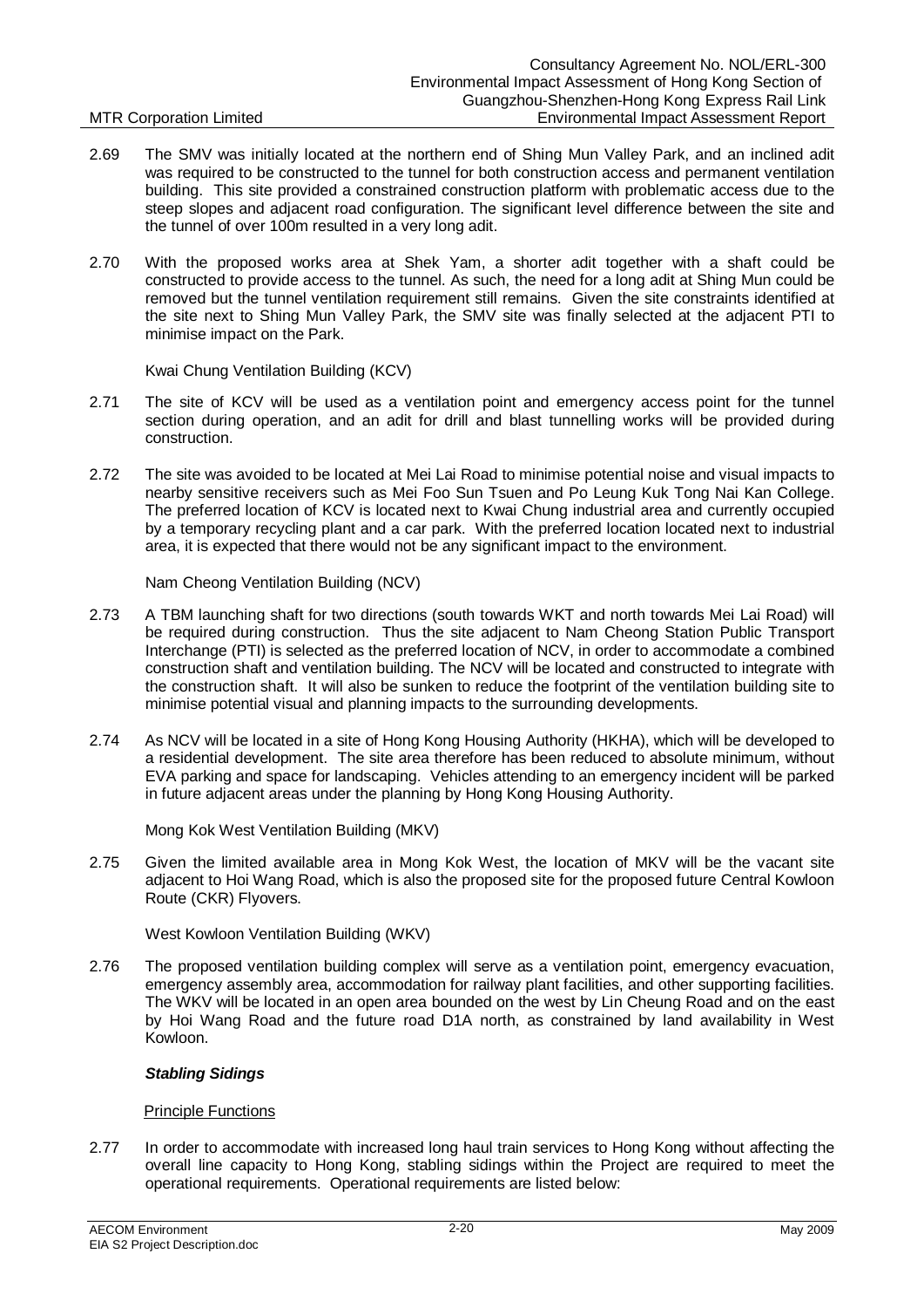2.69 The SMV was initially located at the northern end of Shing Mun Valley Park, and an inclined adit was required to be constructed to the tunnel for both construction access and permanent ventilation building. This site provided a constrained construction platform with problematic access due to the steep slopes and adjacent road configuration. The significant level difference between the site and the tunnel of over 100m resulted in a very long adit.

2.70 With the proposed works area at Shek Yam, a shorter adit together with a shaft could be constructed to provide access to the tunnel. As such, the need for a long adit at Shing Mun could be removed but the tunnel ventilation requirement still remains. Given the site constraints identified at the site next to Shing Mun Valley Park, the SMV site was finally selected at the adjacent PTI to minimise impact on the Park.

Kwai Chung Ventilation Building (KCV)

2.71 The site of KCV will be used as a ventilation point and emergency access point for the tunnel section during operation, and an adit for drill and blast tunnelling works will be provided during construction.

2.72 The site was avoided to be located at Mei Lai Road to minimise potential noise and visual impacts to nearby sensitive receivers such as Mei Foo Sun Tsuen and Po Leung Kuk Tong Nai Kan College. The preferred location of KCV is located next to Kwai Chung industrial area and currently occupied by a temporary recycling plant and a car park. With the preferred location located next to industrial area, it is expected that there would not be any significant impact to the environment.

Nam Cheong Ventilation Building (NCV)

2.73 A TBM launching shaft for two directions (south towards WKT and north towards Mei Lai Road) will be required during construction. Thus the site adjacent to Nam Cheong Station Public Transport Interchange (PTI) is selected as the preferred location of NCV, in order to accommodate a combined construction shaft and ventilation building. The NCV will be located and constructed to integrate with the construction shaft. It will also be sunken to reduce the footprint of the ventilation building site to minimise potential visual and planning impacts to the surrounding developments.

2.74 As NCV will be located in a site of Hong Kong Housing Authority (HKHA), which will be developed to a residential development. The site area therefore has been reduced to absolute minimum, without EVA parking and space for landscaping. Vehicles attending to an emergency incident will be parked in future adjacent areas under the planning by Hong Kong Housing Authority.

Mong Kok West Ventilation Building (MKV)

2.75 Given the limited available area in Mong Kok West, the location of MKV will be the vacant site adjacent to Hoi Wang Road, which is also the proposed site for the proposed future Central Kowloon Route (CKR) Flyovers.

West Kowloon Ventilation Building (WKV)

2.76 The proposed ventilation building complex will serve as a ventilation point, emergency evacuation, emergency assembly area, accommodation for railway plant facilities, and other supporting facilities. The WKV will be located in an open area bounded on the west by Lin Cheung Road and on the east by Hoi Wang Road and the future road D1A north, as constrained by land availability in West Kowloon.

***Stabling Sidings***

Principle Functions

2.77 In order to accommodate with increased long haul train services to Hong Kong without affecting the overall line capacity to Hong Kong, stabling sidings within the Project are required to meet the operational requirements. Operational requirements are listed below: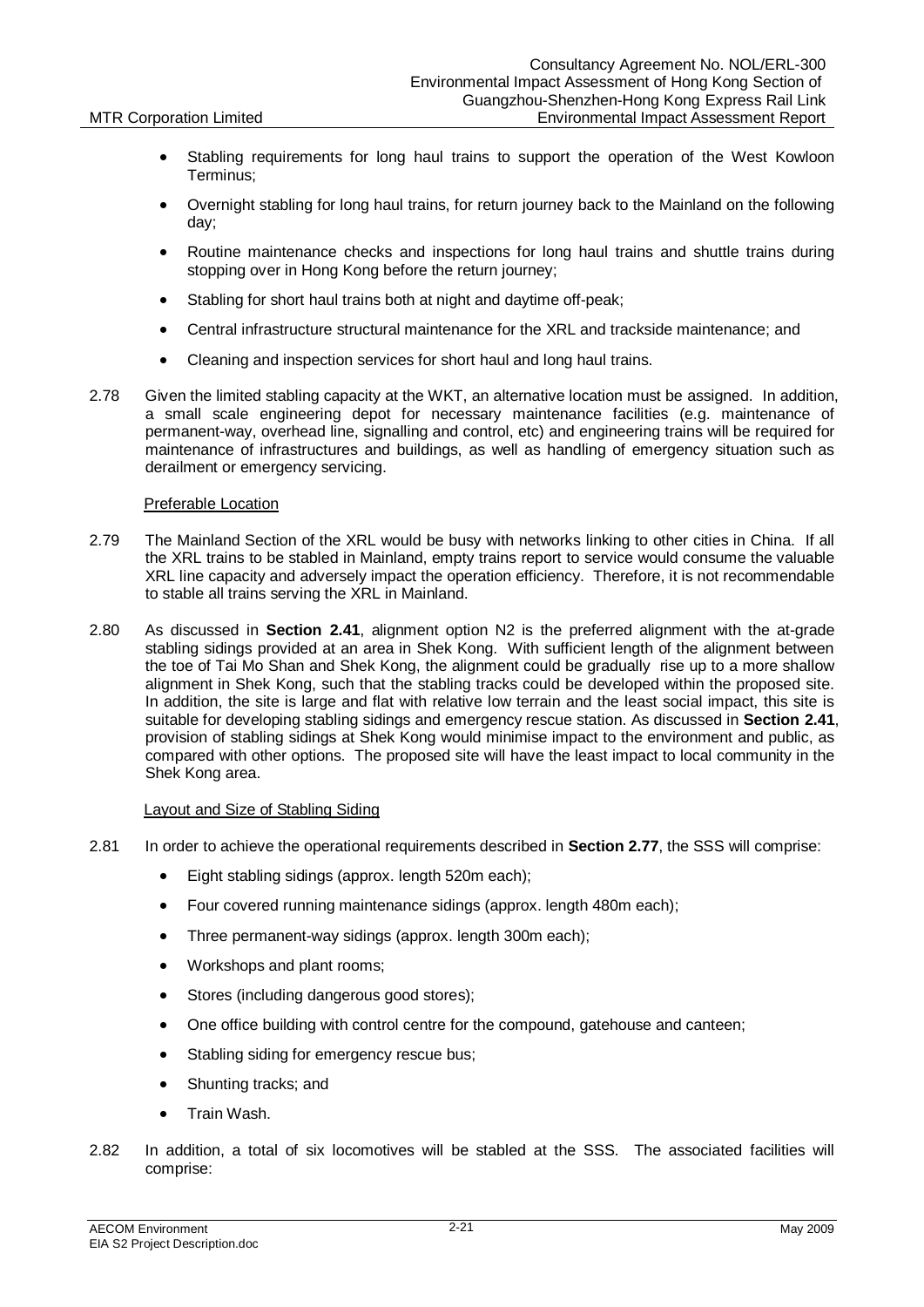- Stabling requirements for long haul trains to support the operation of the West Kowloon Terminus;
- Overnight stabling for long haul trains, for return journey back to the Mainland on the following day;
- Routine maintenance checks and inspections for long haul trains and shuttle trains during stopping over in Hong Kong before the return journey;
- Stabling for short haul trains both at night and daytime off-peak;
- Central infrastructure structural maintenance for the XRL and trackside maintenance; and
- Cleaning and inspection services for short haul and long haul trains.

2.78 Given the limited stabling capacity at the WKT, an alternative location must be assigned. In addition, a small scale engineering depot for necessary maintenance facilities (e.g. maintenance of permanent-way, overhead line, signalling and control, etc) and engineering trains will be required for maintenance of infrastructures and buildings, as well as handling of emergency situation such as derailment or emergency servicing.

Preferable Location

2.79 The Mainland Section of the XRL would be busy with networks linking to other cities in China. If all the XRL trains to be stabled in Mainland, empty trains report to service would consume the valuable XRL line capacity and adversely impact the operation efficiency. Therefore, it is not recommendable to stable all trains serving the XRL in Mainland.

2.80 As discussed in **Section 2.41**, alignment option N2 is the preferred alignment with the at-grade stabling sidings provided at an area in Shek Kong. With sufficient length of the alignment between the toe of Tai Mo Shan and Shek Kong, the alignment could be gradually rise up to a more shallow alignment in Shek Kong, such that the stabling tracks could be developed within the proposed site. In addition, the site is large and flat with relative low terrain and the least social impact, this site is suitable for developing stabling sidings and emergency rescue station. As discussed in **Section 2.41**, provision of stabling sidings at Shek Kong would minimise impact to the environment and public, as compared with other options. The proposed site will have the least impact to local community in the Shek Kong area.

Layout and Size of Stabling Siding

2.81 In order to achieve the operational requirements described in **Section 2.77**, the SSS will comprise:

- Eight stabling sidings (approx. length 520m each);
- Four covered running maintenance sidings (approx. length 480m each);
- Three permanent-way sidings (approx. length 300m each);
- Workshops and plant rooms;
- Stores (including dangerous good stores);
- One office building with control centre for the compound, gatehouse and canteen;
- Stabling siding for emergency rescue bus;
- Shunting tracks; and
- Train Wash.

2.82 In addition, a total of six locomotives will be stabled at the SSS. The associated facilities will comprise: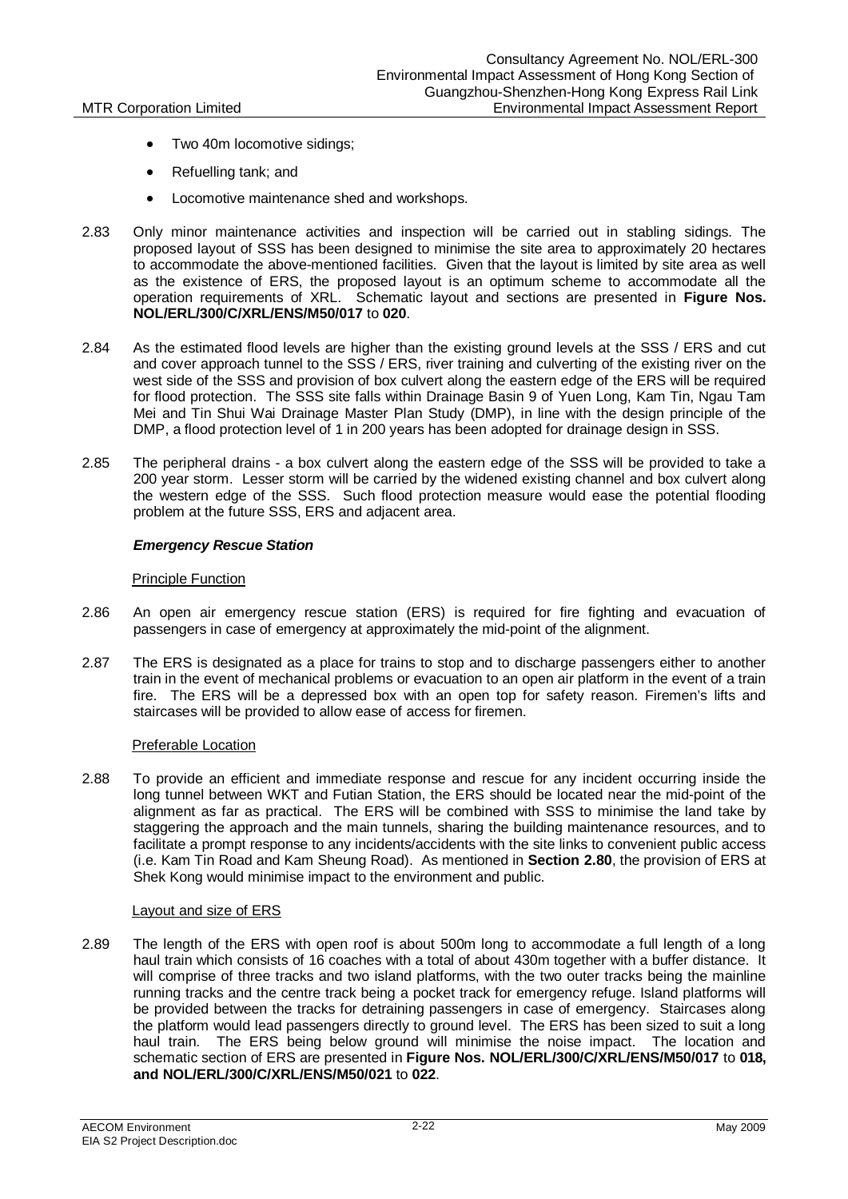- Two 40m locomotive sidings;
- Refuelling tank; and
- Locomotive maintenance shed and workshops.

2.83 Only minor maintenance activities and inspection will be carried out in stabling sidings. The proposed layout of SSS has been designed to minimise the site area to approximately 20 hectares to accommodate the above-mentioned facilities. Given that the layout is limited by site area as well as the existence of ERS, the proposed layout is an optimum scheme to accommodate all the operation requirements of XRL. Schematic layout and sections are presented in **Figure Nos. NOL/ERL/300/C/XRL/ENS/M50/017** to **020**.

2.84 As the estimated flood levels are higher than the existing ground levels at the SSS / ERS and cut and cover approach tunnel to the SSS / ERS, river training and culverting of the existing river on the west side of the SSS and provision of box culvert along the eastern edge of the ERS will be required for flood protection. The SSS site falls within Drainage Basin 9 of Yuen Long, Kam Tin, Ngau Tam Mei and Tin Shui Wai Drainage Master Plan Study (DMP), in line with the design principle of the DMP, a flood protection level of 1 in 200 years has been adopted for drainage design in SSS.

2.85 The peripheral drains - a box culvert along the eastern edge of the SSS will be provided to take a 200 year storm. Lesser storm will be carried by the widened existing channel and box culvert along the western edge of the SSS. Such flood protection measure would ease the potential flooding problem at the future SSS, ERS and adjacent area.

### *Emergency Rescue Station*

Principle Function

2.86 An open air emergency rescue station (ERS) is required for fire fighting and evacuation of passengers in case of emergency at approximately the mid-point of the alignment.

2.87 The ERS is designated as a place for trains to stop and to discharge passengers either to another train in the event of mechanical problems or evacuation to an open air platform in the event of a train fire. The ERS will be a depressed box with an open top for safety reason. Firemen's lifts and staircases will be provided to allow ease of access for firemen.

Preferable Location

2.88 To provide an efficient and immediate response and rescue for any incident occurring inside the long tunnel between WKT and Futian Station, the ERS should be located near the mid-point of the alignment as far as practical. The ERS will be combined with SSS to minimise the land take by staggering the approach and the main tunnels, sharing the building maintenance resources, and to facilitate a prompt response to any incidents/accidents with the site links to convenient public access (i.e. Kam Tin Road and Kam Sheung Road). As mentioned in **Section 2.80**, the provision of ERS at Shek Kong would minimise impact to the environment and public.

Layout and size of ERS

2.89 The length of the ERS with open roof is about 500m long to accommodate a full length of a long haul train which consists of 16 coaches with a total of about 430m together with a buffer distance. It will comprise of three tracks and two island platforms, with the two outer tracks being the mainline running tracks and the centre track being a pocket track for emergency refuge. Island platforms will be provided between the tracks for detraining passengers in case of emergency. Staircases along the platform would lead passengers directly to ground level. The ERS has been sized to suit a long haul train. The ERS being below ground will minimise the noise impact. The location and schematic section of ERS are presented in **Figure Nos. NOL/ERL/300/C/XRL/ENS/M50/017** to **018, and NOL/ERL/300/C/XRL/ENS/M50/021** to **022**.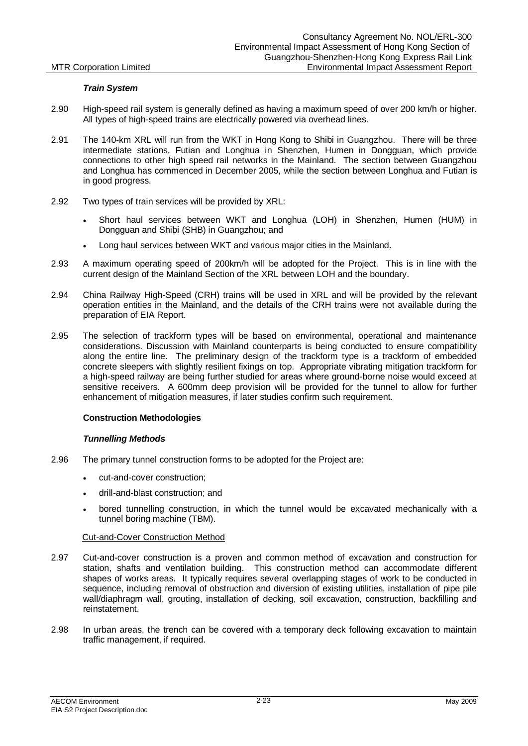***Train System***

2.90 High-speed rail system is generally defined as having a maximum speed of over 200 km/h or higher. All types of high-speed trains are electrically powered via overhead lines.

2.91 The 140-km XRL will run from the WKT in Hong Kong to Shibi in Guangzhou. There will be three intermediate stations, Futian and Longhua in Shenzhen, Humen in Dongguan, which provide connections to other high speed rail networks in the Mainland. The section between Guangzhou and Longhua has commenced in December 2005, while the section between Longhua and Futian is in good progress.

2.92 Two types of train services will be provided by XRL:

- Short haul services between WKT and Longhua (LOH) in Shenzhen, Humen (HUM) in Dongguan and Shibi (SHB) in Guangzhou; and
- Long haul services between WKT and various major cities in the Mainland.

2.93 A maximum operating speed of 200km/h will be adopted for the Project. This is in line with the current design of the Mainland Section of the XRL between LOH and the boundary.

2.94 China Railway High-Speed (CRH) trains will be used in XRL and will be provided by the relevant operation entities in the Mainland, and the details of the CRH trains were not available during the preparation of EIA Report.

2.95 The selection of trackform types will be based on environmental, operational and maintenance considerations. Discussion with Mainland counterparts is being conducted to ensure compatibility along the entire line. The preliminary design of the trackform type is a trackform of embedded concrete sleepers with slightly resilient fixings on top. Appropriate vibrating mitigation trackform for a high-speed railway are being further studied for areas where ground-borne noise would exceed at sensitive receivers. A 600mm deep provision will be provided for the tunnel to allow for further enhancement of mitigation measures, if later studies confirm such requirement.

**Construction Methodologies**

***Tunnelling Methods***

2.96 The primary tunnel construction forms to be adopted for the Project are:

- cut-and-cover construction;
- drill-and-blast construction; and
- bored tunnelling construction, in which the tunnel would be excavated mechanically with a tunnel boring machine (TBM).

Cut-and-Cover Construction Method

2.97 Cut-and-cover construction is a proven and common method of excavation and construction for station, shafts and ventilation building. This construction method can accommodate different shapes of works areas. It typically requires several overlapping stages of work to be conducted in sequence, including removal of obstruction and diversion of existing utilities, installation of pipe pile wall/diaphragm wall, grouting, installation of decking, soil excavation, construction, backfilling and reinstatement.

2.98 In urban areas, the trench can be covered with a temporary deck following excavation to maintain traffic management, if required.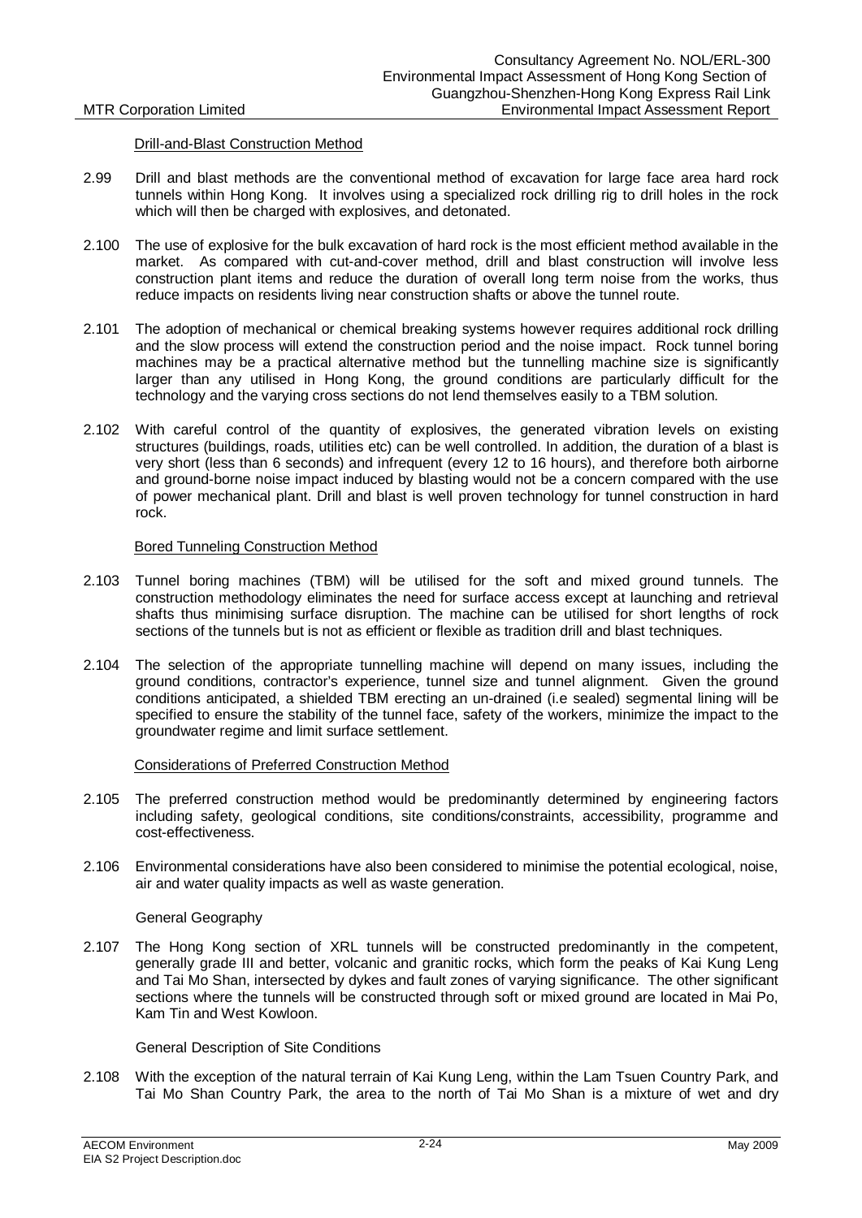Drill-and-Blast Construction Method

2.99 Drill and blast methods are the conventional method of excavation for large face area hard rock tunnels within Hong Kong. It involves using a specialized rock drilling rig to drill holes in the rock which will then be charged with explosives, and detonated.

2.100 The use of explosive for the bulk excavation of hard rock is the most efficient method available in the market. As compared with cut-and-cover method, drill and blast construction will involve less construction plant items and reduce the duration of overall long term noise from the works, thus reduce impacts on residents living near construction shafts or above the tunnel route.

2.101 The adoption of mechanical or chemical breaking systems however requires additional rock drilling and the slow process will extend the construction period and the noise impact. Rock tunnel boring machines may be a practical alternative method but the tunnelling machine size is significantly larger than any utilised in Hong Kong, the ground conditions are particularly difficult for the technology and the varying cross sections do not lend themselves easily to a TBM solution.

2.102 With careful control of the quantity of explosives, the generated vibration levels on existing structures (buildings, roads, utilities etc) can be well controlled. In addition, the duration of a blast is very short (less than 6 seconds) and infrequent (every 12 to 16 hours), and therefore both airborne and ground-borne noise impact induced by blasting would not be a concern compared with the use of power mechanical plant. Drill and blast is well proven technology for tunnel construction in hard rock.

Bored Tunneling Construction Method

2.103 Tunnel boring machines (TBM) will be utilised for the soft and mixed ground tunnels. The construction methodology eliminates the need for surface access except at launching and retrieval shafts thus minimising surface disruption. The machine can be utilised for short lengths of rock sections of the tunnels but is not as efficient or flexible as tradition drill and blast techniques.

2.104 The selection of the appropriate tunnelling machine will depend on many issues, including the ground conditions, contractor's experience, tunnel size and tunnel alignment. Given the ground conditions anticipated, a shielded TBM erecting an un-drained (i.e sealed) segmental lining will be specified to ensure the stability of the tunnel face, safety of the workers, minimize the impact to the groundwater regime and limit surface settlement.

Considerations of Preferred Construction Method

2.105 The preferred construction method would be predominantly determined by engineering factors including safety, geological conditions, site conditions/constraints, accessibility, programme and cost-effectiveness.

2.106 Environmental considerations have also been considered to minimise the potential ecological, noise, air and water quality impacts as well as waste generation.

General Geography

2.107 The Hong Kong section of XRL tunnels will be constructed predominantly in the competent, generally grade III and better, volcanic and granitic rocks, which form the peaks of Kai Kung Leng and Tai Mo Shan, intersected by dykes and fault zones of varying significance. The other significant sections where the tunnels will be constructed through soft or mixed ground are located in Mai Po, Kam Tin and West Kowloon.

General Description of Site Conditions

2.108 With the exception of the natural terrain of Kai Kung Leng, within the Lam Tsuen Country Park, and Tai Mo Shan Country Park, the area to the north of Tai Mo Shan is a mixture of wet and dry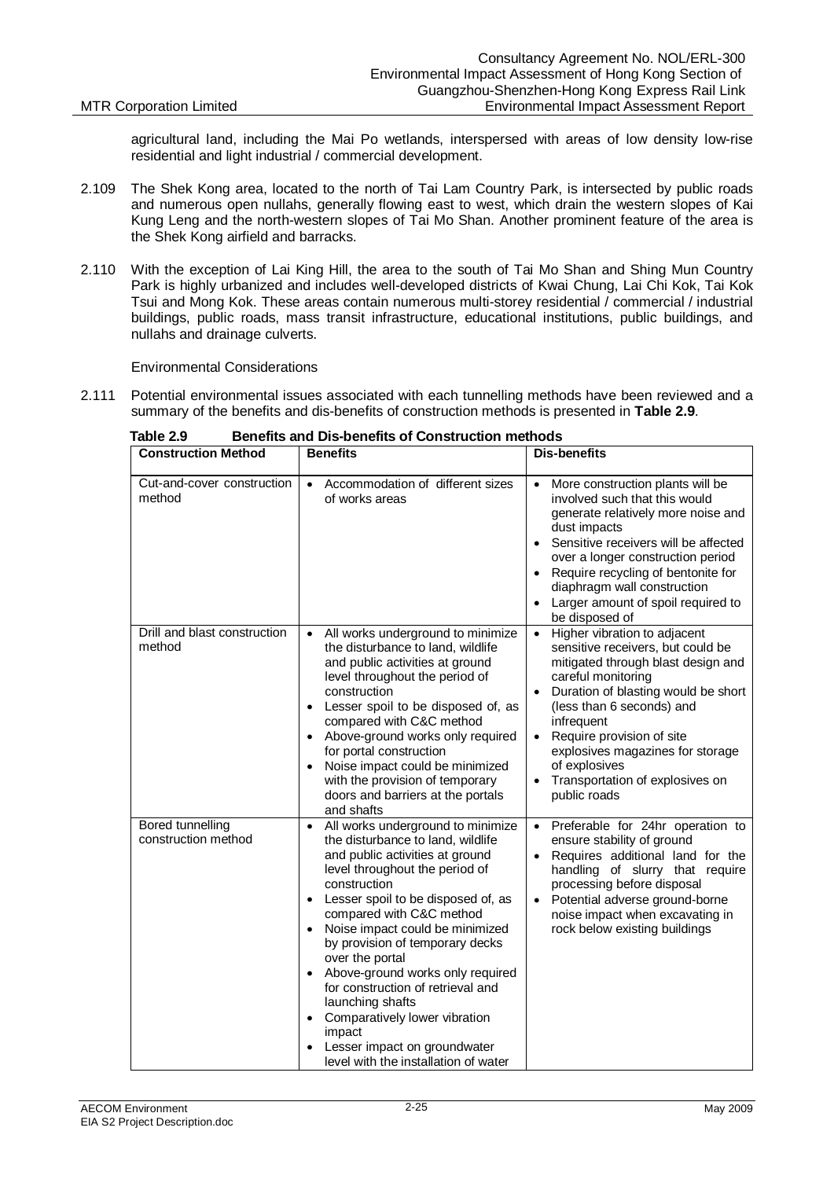agricultural land, including the Mai Po wetlands, interspersed with areas of low density low-rise residential and light industrial / commercial development.

2.109 The Shek Kong area, located to the north of Tai Lam Country Park, is intersected by public roads and numerous open nullahs, generally flowing east to west, which drain the western slopes of Kai Kung Leng and the north-western slopes of Tai Mo Shan. Another prominent feature of the area is the Shek Kong airfield and barracks.

2.110 With the exception of Lai King Hill, the area to the south of Tai Mo Shan and Shing Mun Country Park is highly urbanized and includes well-developed districts of Kwai Chung, Lai Chi Kok, Tai Kok Tsui and Mong Kok. These areas contain numerous multi-storey residential / commercial / industrial buildings, public roads, mass transit infrastructure, educational institutions, public buildings, and nullahs and drainage culverts.

Environmental Considerations

2.111 Potential environmental issues associated with each tunnelling methods have been reviewed and a summary of the benefits and dis-benefits of construction methods is presented in **Table 2.9**.

**Table 2.9 Benefits and Dis-benefits of Construction methods**

| Construction Method | Benefits | Dis-benefits |
|---|---|---|
| Cut-and-cover construction method | • Accommodation of different sizes of works areas | • More construction plants will be involved such that this would generate relatively more noise and dust impacts<br>• Sensitive receivers will be affected over a longer construction period<br>• Require recycling of bentonite for diaphragm wall construction<br>• Larger amount of spoil required to be disposed of |
| Drill and blast construction method | • All works underground to minimize the disturbance to land, wildlife and public activities at ground level throughout the period of construction<br>• Lesser spoil to be disposed of, as compared with C&C method<br>• Above-ground works only required for portal construction<br>• Noise impact could be minimized with the provision of temporary doors and barriers at the portals and shafts | • Higher vibration to adjacent sensitive receivers, but could be mitigated through blast design and careful monitoring<br>• Duration of blasting would be short (less than 6 seconds) and infrequent<br>• Require provision of site explosives magazines for storage of explosives<br>• Transportation of explosives on public roads |
| Bored tunnelling construction method | • All works underground to minimize the disturbance to land, wildlife and public activities at ground level throughout the period of construction<br>• Lesser spoil to be disposed of, as compared with C&C method<br>• Noise impact could be minimized by provision of temporary decks over the portal<br>• Above-ground works only required for construction of retrieval and launching shafts<br>• Comparatively lower vibration impact<br>• Lesser impact on groundwater level with the installation of water | • Preferable for 24hr operation to ensure stability of ground<br>• Requires additional land for the handling of slurry that require processing before disposal<br>• Potential adverse ground-borne noise impact when excavating in rock below existing buildings |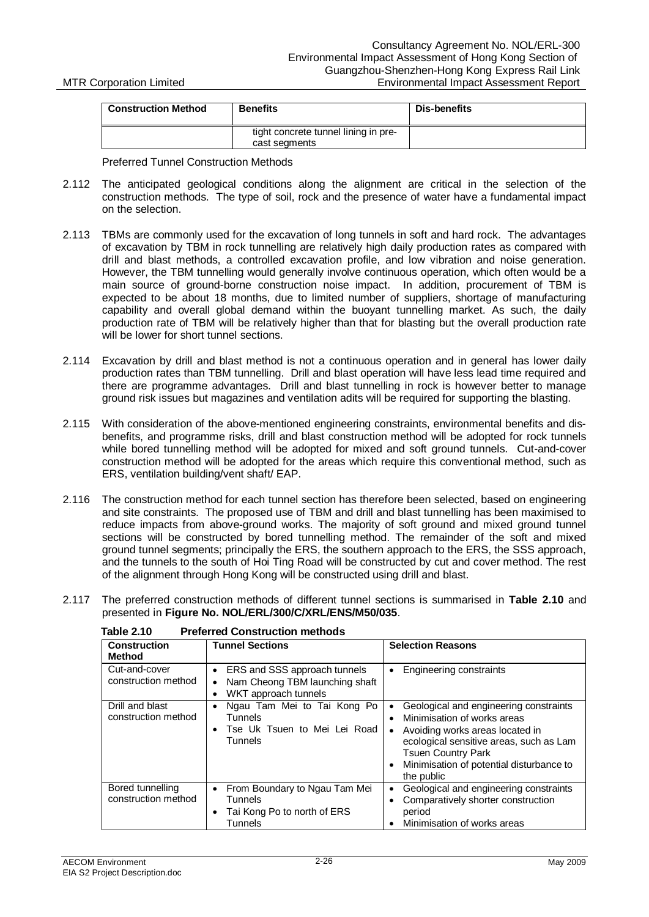| Construction Method | Benefits | Dis-benefits |
|---|---|---|
| | tight concrete tunnel lining in pre-cast segments | |

Preferred Tunnel Construction Methods

2.112 The anticipated geological conditions along the alignment are critical in the selection of the construction methods. The type of soil, rock and the presence of water have a fundamental impact on the selection.

2.113 TBMs are commonly used for the excavation of long tunnels in soft and hard rock. The advantages of excavation by TBM in rock tunnelling are relatively high daily production rates as compared with drill and blast methods, a controlled excavation profile, and low vibration and noise generation. However, the TBM tunnelling would generally involve continuous operation, which often would be a main source of ground-borne construction noise impact. In addition, procurement of TBM is expected to be about 18 months, due to limited number of suppliers, shortage of manufacturing capability and overall global demand within the buoyant tunnelling market. As such, the daily production rate of TBM will be relatively higher than that for blasting but the overall production rate will be lower for short tunnel sections.

2.114 Excavation by drill and blast method is not a continuous operation and in general has lower daily production rates than TBM tunnelling. Drill and blast operation will have less lead time required and there are programme advantages. Drill and blast tunnelling in rock is however better to manage ground risk issues but magazines and ventilation adits will be required for supporting the blasting.

2.115 With consideration of the above-mentioned engineering constraints, environmental benefits and dis-benefits, and programme risks, drill and blast construction method will be adopted for rock tunnels while bored tunnelling method will be adopted for mixed and soft ground tunnels. Cut-and-cover construction method will be adopted for the areas which require this conventional method, such as ERS, ventilation building/vent shaft/ EAP.

2.116 The construction method for each tunnel section has therefore been selected, based on engineering and site constraints. The proposed use of TBM and drill and blast tunnelling has been maximised to reduce impacts from above-ground works. The majority of soft ground and mixed ground tunnel sections will be constructed by bored tunnelling method. The remainder of the soft and mixed ground tunnel segments; principally the ERS, the southern approach to the ERS, the SSS approach, and the tunnels to the south of Hoi Ting Road will be constructed by cut and cover method. The rest of the alignment through Hong Kong will be constructed using drill and blast.

2.117 The preferred construction methods of different tunnel sections is summarised in **Table 2.10** and presented in **Figure No. NOL/ERL/300/C/XRL/ENS/M50/035**.

**Table 2.10 Preferred Construction methods**

| Construction Method | Tunnel Sections | Selection Reasons |
|---|---|---|
| Cut-and-cover construction method | • ERS and SSS approach tunnels<br>• Nam Cheong TBM launching shaft<br>• WKT approach tunnels | • Engineering constraints |
| Drill and blast construction method | • Ngau Tam Mei to Tai Kong Po Tunnels<br>• Tse Uk Tsuen to Mei Lei Road Tunnels | • Geological and engineering constraints<br>• Minimisation of works areas<br>• Avoiding works areas located in ecological sensitive areas, such as Lam Tsuen Country Park<br>• Minimisation of potential disturbance to the public |
| Bored tunnelling construction method | • From Boundary to Ngau Tam Mei Tunnels<br>• Tai Kong Po to north of ERS Tunnels | • Geological and engineering constraints<br>• Comparatively shorter construction period<br>• Minimisation of works areas |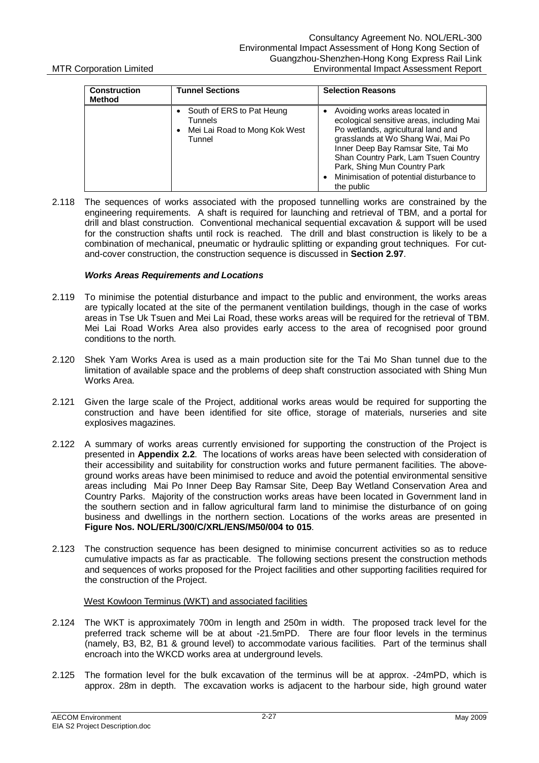| Construction Method | Tunnel Sections | Selection Reasons |
|---|---|---|
| | • South of ERS to Pat Heung Tunnels<br>• Mei Lai Road to Mong Kok West Tunnel | • Avoiding works areas located in ecological sensitive areas, including Mai Po wetlands, agricultural land and grasslands at Wo Shang Wai, Mai Po Inner Deep Bay Ramsar Site, Tai Mo Shan Country Park, Lam Tsuen Country Park, Shing Mun Country Park<br>• Minimisation of potential disturbance to the public |

2.118 The sequences of works associated with the proposed tunnelling works are constrained by the engineering requirements. A shaft is required for launching and retrieval of TBM, and a portal for drill and blast construction. Conventional mechanical sequential excavation & support will be used for the construction shafts until rock is reached. The drill and blast construction is likely to be a combination of mechanical, pneumatic or hydraulic splitting or expanding grout techniques. For cut-and-cover construction, the construction sequence is discussed in **Section 2.97**.

***Works Areas Requirements and Locations***

2.119 To minimise the potential disturbance and impact to the public and environment, the works areas are typically located at the site of the permanent ventilation buildings, though in the case of works areas in Tse Uk Tsuen and Mei Lai Road, these works areas will be required for the retrieval of TBM. Mei Lai Road Works Area also provides early access to the area of recognised poor ground conditions to the north.

2.120 Shek Yam Works Area is used as a main production site for the Tai Mo Shan tunnel due to the limitation of available space and the problems of deep shaft construction associated with Shing Mun Works Area.

2.121 Given the large scale of the Project, additional works areas would be required for supporting the construction and have been identified for site office, storage of materials, nurseries and site explosives magazines.

2.122 A summary of works areas currently envisioned for supporting the construction of the Project is presented in **Appendix 2.2**. The locations of works areas have been selected with consideration of their accessibility and suitability for construction works and future permanent facilities. The above-ground works areas have been minimised to reduce and avoid the potential environmental sensitive areas including Mai Po Inner Deep Bay Ramsar Site, Deep Bay Wetland Conservation Area and Country Parks. Majority of the construction works areas have been located in Government land in the southern section and in fallow agricultural farm land to minimise the disturbance of on going business and dwellings in the northern section. Locations of the works areas are presented in **Figure Nos. NOL/ERL/300/C/XRL/ENS/M50/004 to 015**.

2.123 The construction sequence has been designed to minimise concurrent activities so as to reduce cumulative impacts as far as practicable. The following sections present the construction methods and sequences of works proposed for the Project facilities and other supporting facilities required for the construction of the Project.

West Kowloon Terminus (WKT) and associated facilities

2.124 The WKT is approximately 700m in length and 250m in width. The proposed track level for the preferred track scheme will be at about -21.5mPD. There are four floor levels in the terminus (namely, B3, B2, B1 & ground level) to accommodate various facilities. Part of the terminus shall encroach into the WKCD works area at underground levels.

2.125 The formation level for the bulk excavation of the terminus will be at approx. -24mPD, which is approx. 28m in depth. The excavation works is adjacent to the harbour side, high ground water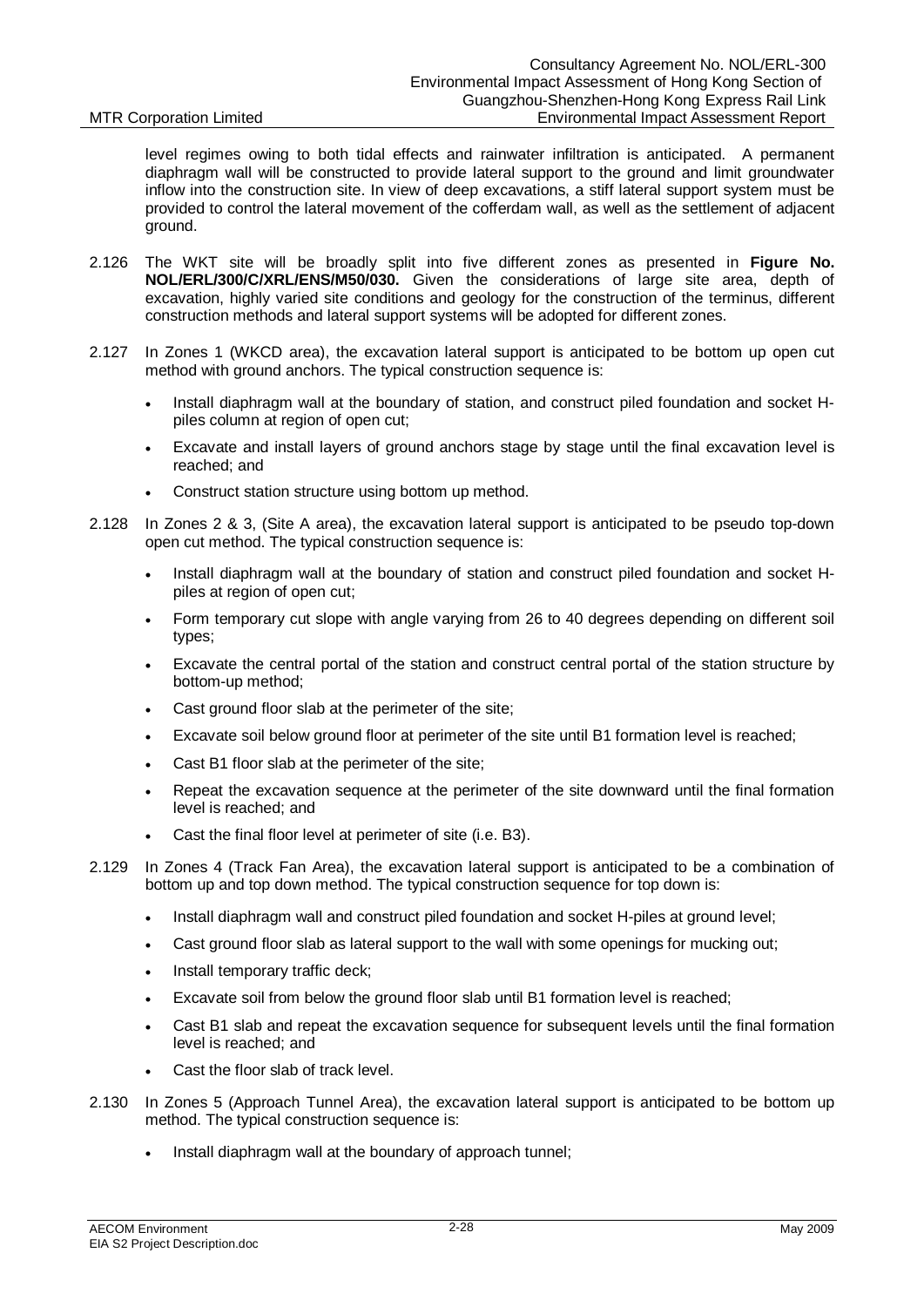level regimes owing to both tidal effects and rainwater infiltration is anticipated. A permanent diaphragm wall will be constructed to provide lateral support to the ground and limit groundwater inflow into the construction site. In view of deep excavations, a stiff lateral support system must be provided to control the lateral movement of the cofferdam wall, as well as the settlement of adjacent ground.

2.126 The WKT site will be broadly split into five different zones as presented in **Figure No. NOL/ERL/300/C/XRL/ENS/M50/030.** Given the considerations of large site area, depth of excavation, highly varied site conditions and geology for the construction of the terminus, different construction methods and lateral support systems will be adopted for different zones.

2.127 In Zones 1 (WKCD area), the excavation lateral support is anticipated to be bottom up open cut method with ground anchors. The typical construction sequence is:

- Install diaphragm wall at the boundary of station, and construct piled foundation and socket H-piles column at region of open cut;
- Excavate and install layers of ground anchors stage by stage until the final excavation level is reached; and
- Construct station structure using bottom up method.

2.128 In Zones 2 & 3, (Site A area), the excavation lateral support is anticipated to be pseudo top-down open cut method. The typical construction sequence is:

- Install diaphragm wall at the boundary of station and construct piled foundation and socket H-piles at region of open cut;
- Form temporary cut slope with angle varying from 26 to 40 degrees depending on different soil types;
- Excavate the central portal of the station and construct central portal of the station structure by bottom-up method;
- Cast ground floor slab at the perimeter of the site;
- Excavate soil below ground floor at perimeter of the site until B1 formation level is reached;
- Cast B1 floor slab at the perimeter of the site;
- Repeat the excavation sequence at the perimeter of the site downward until the final formation level is reached; and
- Cast the final floor level at perimeter of site (i.e. B3).

2.129 In Zones 4 (Track Fan Area), the excavation lateral support is anticipated to be a combination of bottom up and top down method. The typical construction sequence for top down is:

- Install diaphragm wall and construct piled foundation and socket H-piles at ground level;
- Cast ground floor slab as lateral support to the wall with some openings for mucking out;
- Install temporary traffic deck;
- Excavate soil from below the ground floor slab until B1 formation level is reached;
- Cast B1 slab and repeat the excavation sequence for subsequent levels until the final formation level is reached; and
- Cast the floor slab of track level.

2.130 In Zones 5 (Approach Tunnel Area), the excavation lateral support is anticipated to be bottom up method. The typical construction sequence is:

- Install diaphragm wall at the boundary of approach tunnel;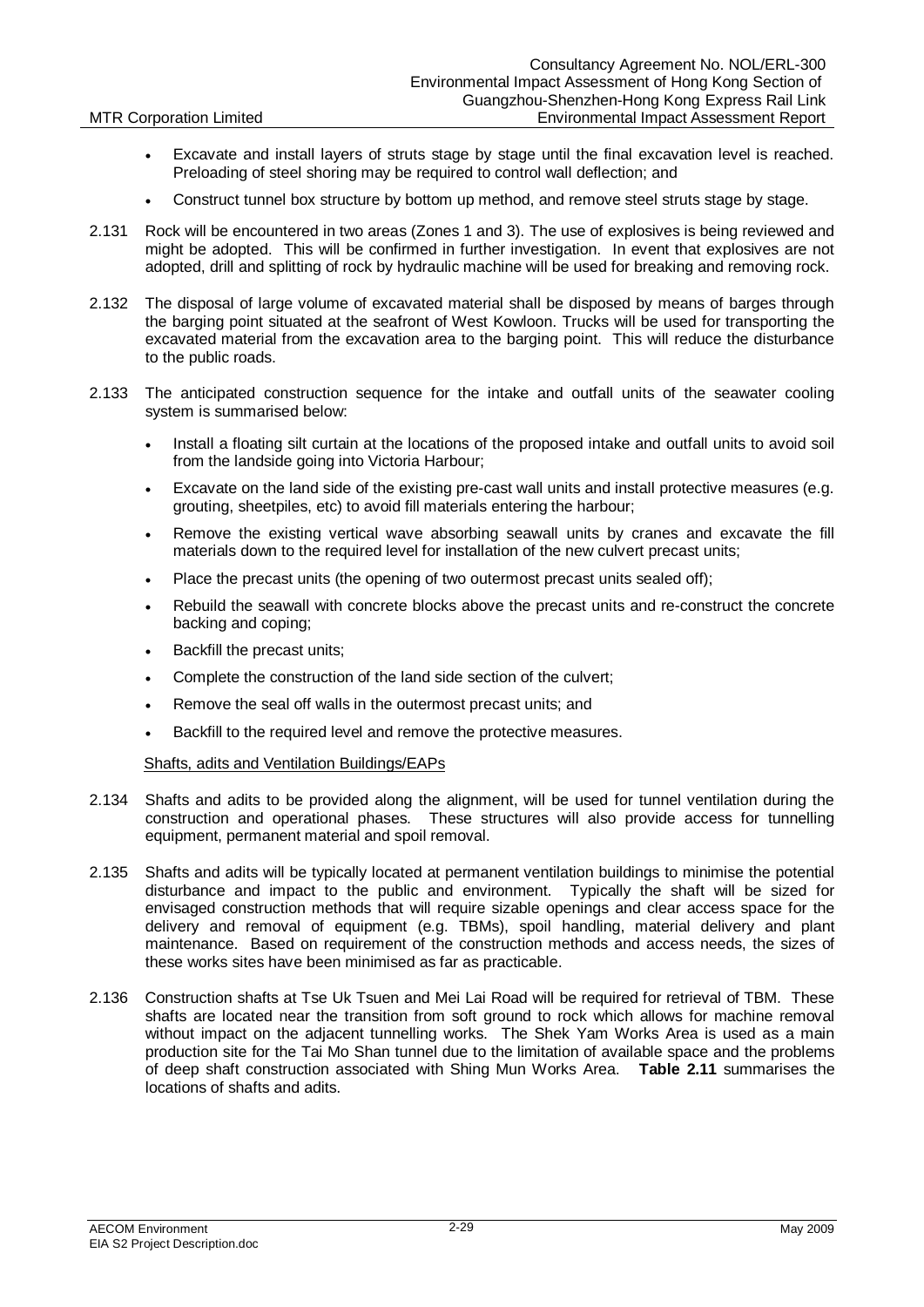- Excavate and install layers of struts stage by stage until the final excavation level is reached. Preloading of steel shoring may be required to control wall deflection; and
- Construct tunnel box structure by bottom up method, and remove steel struts stage by stage.

2.131 Rock will be encountered in two areas (Zones 1 and 3). The use of explosives is being reviewed and might be adopted. This will be confirmed in further investigation. In event that explosives are not adopted, drill and splitting of rock by hydraulic machine will be used for breaking and removing rock.

2.132 The disposal of large volume of excavated material shall be disposed by means of barges through the barging point situated at the seafront of West Kowloon. Trucks will be used for transporting the excavated material from the excavation area to the barging point. This will reduce the disturbance to the public roads.

2.133 The anticipated construction sequence for the intake and outfall units of the seawater cooling system is summarised below:

- Install a floating silt curtain at the locations of the proposed intake and outfall units to avoid soil from the landside going into Victoria Harbour;
- Excavate on the land side of the existing pre-cast wall units and install protective measures (e.g. grouting, sheetpiles, etc) to avoid fill materials entering the harbour;
- Remove the existing vertical wave absorbing seawall units by cranes and excavate the fill materials down to the required level for installation of the new culvert precast units;
- Place the precast units (the opening of two outermost precast units sealed off);
- Rebuild the seawall with concrete blocks above the precast units and re-construct the concrete backing and coping;
- Backfill the precast units;
- Complete the construction of the land side section of the culvert;
- Remove the seal off walls in the outermost precast units; and
- Backfill to the required level and remove the protective measures.

Shafts, adits and Ventilation Buildings/EAPs

2.134 Shafts and adits to be provided along the alignment, will be used for tunnel ventilation during the construction and operational phases. These structures will also provide access for tunnelling equipment, permanent material and spoil removal.

2.135 Shafts and adits will be typically located at permanent ventilation buildings to minimise the potential disturbance and impact to the public and environment. Typically the shaft will be sized for envisaged construction methods that will require sizable openings and clear access space for the delivery and removal of equipment (e.g. TBMs), spoil handling, material delivery and plant maintenance. Based on requirement of the construction methods and access needs, the sizes of these works sites have been minimised as far as practicable.

2.136 Construction shafts at Tse Uk Tsuen and Mei Lai Road will be required for retrieval of TBM. These shafts are located near the transition from soft ground to rock which allows for machine removal without impact on the adjacent tunnelling works. The Shek Yam Works Area is used as a main production site for the Tai Mo Shan tunnel due to the limitation of available space and the problems of deep shaft construction associated with Shing Mun Works Area. **Table 2.11** summarises the locations of shafts and adits.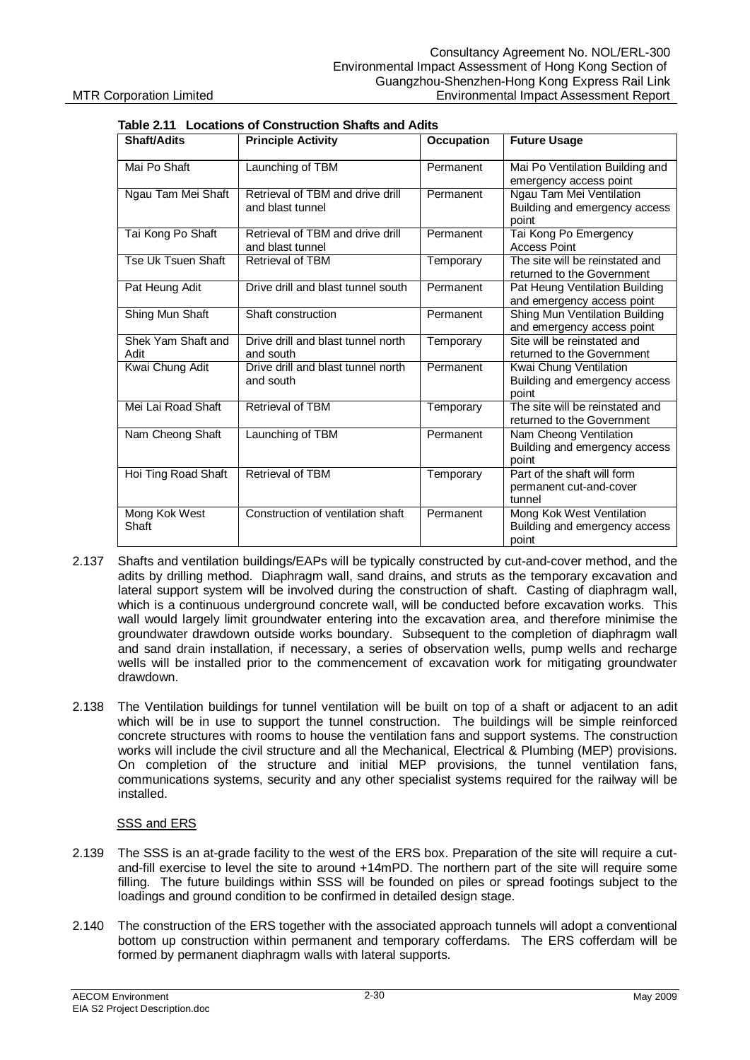**Table 2.11 Locations of Construction Shafts and Adits**

| Shaft/Adits | Principle Activity | Occupation | Future Usage |
|---|---|---|---|
| Mai Po Shaft | Launching of TBM | Permanent | Mai Po Ventilation Building and emergency access point |
| Ngau Tam Mei Shaft | Retrieval of TBM and drive drill and blast tunnel | Permanent | Ngau Tam Mei Ventilation Building and emergency access point |
| Tai Kong Po Shaft | Retrieval of TBM and drive drill and blast tunnel | Permanent | Tai Kong Po Emergency Access Point |
| Tse Uk Tsuen Shaft | Retrieval of TBM | Temporary | The site will be reinstated and returned to the Government |
| Pat Heung Adit | Drive drill and blast tunnel south | Permanent | Pat Heung Ventilation Building and emergency access point |
| Shing Mun Shaft | Shaft construction | Permanent | Shing Mun Ventilation Building and emergency access point |
| Shek Yam Shaft and Adit | Drive drill and blast tunnel north and south | Temporary | Site will be reinstated and returned to the Government |
| Kwai Chung Adit | Drive drill and blast tunnel north and south | Permanent | Kwai Chung Ventilation Building and emergency access point |
| Mei Lai Road Shaft | Retrieval of TBM | Temporary | The site will be reinstated and returned to the Government |
| Nam Cheong Shaft | Launching of TBM | Permanent | Nam Cheong Ventilation Building and emergency access point |
| Hoi Ting Road Shaft | Retrieval of TBM | Temporary | Part of the shaft will form permanent cut-and-cover tunnel |
| Mong Kok West Shaft | Construction of ventilation shaft | Permanent | Mong Kok West Ventilation Building and emergency access point |

2.137 Shafts and ventilation buildings/EAPs will be typically constructed by cut-and-cover method, and the adits by drilling method. Diaphragm wall, sand drains, and struts as the temporary excavation and lateral support system will be involved during the construction of shaft. Casting of diaphragm wall, which is a continuous underground concrete wall, will be conducted before excavation works. This wall would largely limit groundwater entering into the excavation area, and therefore minimise the groundwater drawdown outside works boundary. Subsequent to the completion of diaphragm wall and sand drain installation, if necessary, a series of observation wells, pump wells and recharge wells will be installed prior to the commencement of excavation work for mitigating groundwater drawdown.

2.138 The Ventilation buildings for tunnel ventilation will be built on top of a shaft or adjacent to an adit which will be in use to support the tunnel construction. The buildings will be simple reinforced concrete structures with rooms to house the ventilation fans and support systems. The construction works will include the civil structure and all the Mechanical, Electrical & Plumbing (MEP) provisions. On completion of the structure and initial MEP provisions, the tunnel ventilation fans, communications systems, security and any other specialist systems required for the railway will be installed.

SSS and ERS

2.139 The SSS is an at-grade facility to the west of the ERS box. Preparation of the site will require a cut-and-fill exercise to level the site to around +14mPD. The northern part of the site will require some filling. The future buildings within SSS will be founded on piles or spread footings subject to the loadings and ground condition to be confirmed in detailed design stage.

2.140 The construction of the ERS together with the associated approach tunnels will adopt a conventional bottom up construction within permanent and temporary cofferdams. The ERS cofferdam will be formed by permanent diaphragm walls with lateral supports.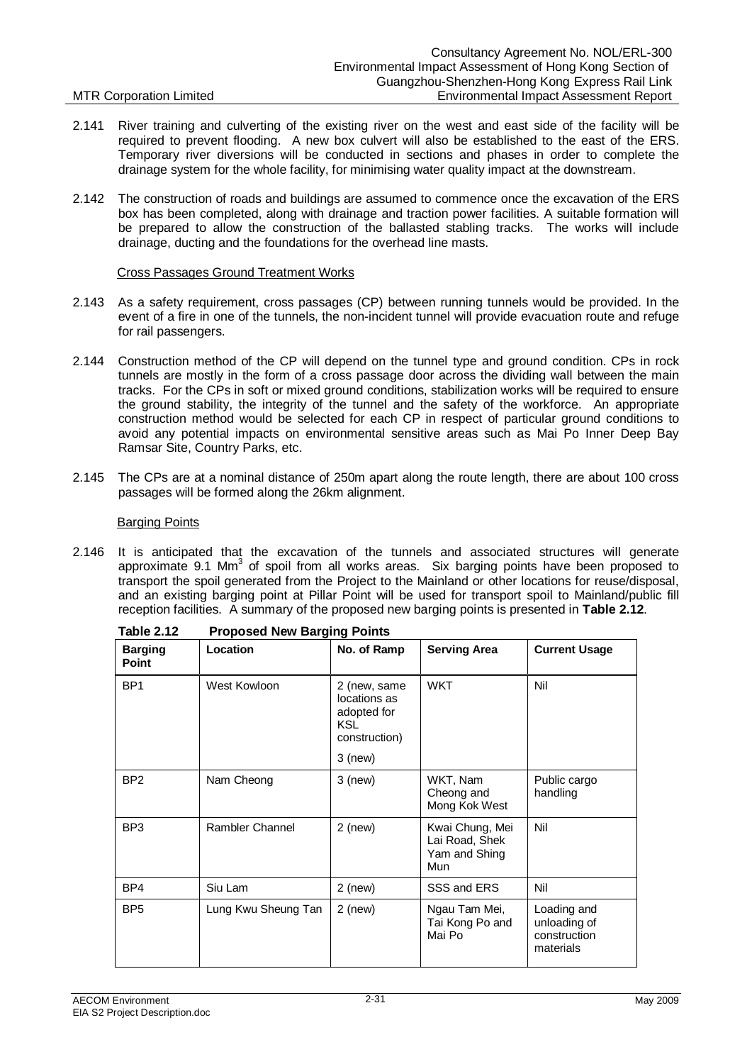2.141 River training and culverting of the existing river on the west and east side of the facility will be required to prevent flooding. A new box culvert will also be established to the east of the ERS. Temporary river diversions will be conducted in sections and phases in order to complete the drainage system for the whole facility, for minimising water quality impact at the downstream.

2.142 The construction of roads and buildings are assumed to commence once the excavation of the ERS box has been completed, along with drainage and traction power facilities. A suitable formation will be prepared to allow the construction of the ballasted stabling tracks. The works will include drainage, ducting and the foundations for the overhead line masts.

Cross Passages Ground Treatment Works

2.143 As a safety requirement, cross passages (CP) between running tunnels would be provided. In the event of a fire in one of the tunnels, the non-incident tunnel will provide evacuation route and refuge for rail passengers.

2.144 Construction method of the CP will depend on the tunnel type and ground condition. CPs in rock tunnels are mostly in the form of a cross passage door across the dividing wall between the main tracks. For the CPs in soft or mixed ground conditions, stabilization works will be required to ensure the ground stability, the integrity of the tunnel and the safety of the workforce. An appropriate construction method would be selected for each CP in respect of particular ground conditions to avoid any potential impacts on environmental sensitive areas such as Mai Po Inner Deep Bay Ramsar Site, Country Parks, etc.

2.145 The CPs are at a nominal distance of 250m apart along the route length, there are about 100 cross passages will be formed along the 26km alignment.

Barging Points

2.146 It is anticipated that the excavation of the tunnels and associated structures will generate approximate 9.1 $Mm^3$ of spoil from all works areas. Six barging points have been proposed to transport the spoil generated from the Project to the Mainland or other locations for reuse/disposal, and an existing barging point at Pillar Point will be used for transport spoil to Mainland/public fill reception facilities. A summary of the proposed new barging points is presented in **Table 2.12**.

**Table 2.12 Proposed New Barging Points**

| Barging Point | Location | No. of Ramp | Serving Area | Current Usage |
|---|---|---|---|---|
| BP1 | West Kowloon | 2 (new, same locations as adopted for KSL construction)<br>3 (new) | WKT | Nil |
| BP2 | Nam Cheong | 3 (new) | WKT, Nam Cheong and Mong Kok West | Public cargo handling |
| BP3 | Rambler Channel | 2 (new) | Kwai Chung, Mei Lai Road, Shek Yam and Shing Mun | Nil |
| BP4 | Siu Lam | 2 (new) | SSS and ERS | Nil |
| BP5 | Lung Kwu Sheung Tan | 2 (new) | Ngau Tam Mei, Tai Kong Po and Mai Po | Loading and unloading of construction materials |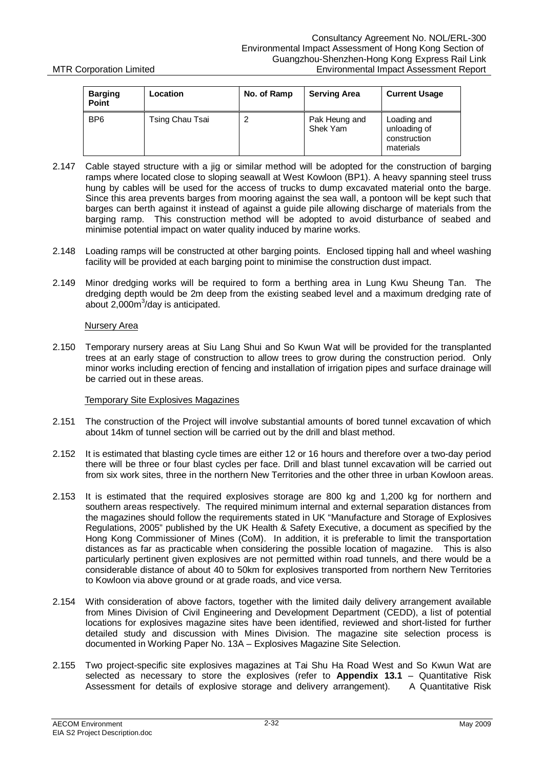| Barging Point | Location | No. of Ramp | Serving Area | Current Usage |
|---|---|---|---|---|
| BP6 | Tsing Chau Tsai | 2 | Pak Heung and Shek Yam | Loading and unloading of construction materials |

2.147 Cable stayed structure with a jig or similar method will be adopted for the construction of barging ramps where located close to sloping seawall at West Kowloon (BP1). A heavy spanning steel truss hung by cables will be used for the access of trucks to dump excavated material onto the barge. Since this area prevents barges from mooring against the sea wall, a pontoon will be kept such that barges can berth against it instead of against a guide pile allowing discharge of materials from the barging ramp. This construction method will be adopted to avoid disturbance of seabed and minimise potential impact on water quality induced by marine works.

2.148 Loading ramps will be constructed at other barging points. Enclosed tipping hall and wheel washing facility will be provided at each barging point to minimise the construction dust impact.

2.149 Minor dredging works will be required to form a berthing area in Lung Kwu Sheung Tan. The dredging depth would be 2m deep from the existing seabed level and a maximum dredging rate of about 2,000$m^3$/day is anticipated.

Nursery Area

2.150 Temporary nursery areas at Siu Lang Shui and So Kwun Wat will be provided for the transplanted trees at an early stage of construction to allow trees to grow during the construction period. Only minor works including erection of fencing and installation of irrigation pipes and surface drainage will be carried out in these areas.

Temporary Site Explosives Magazines

2.151 The construction of the Project will involve substantial amounts of bored tunnel excavation of which about 14km of tunnel section will be carried out by the drill and blast method.

2.152 It is estimated that blasting cycle times are either 12 or 16 hours and therefore over a two-day period there will be three or four blast cycles per face. Drill and blast tunnel excavation will be carried out from six work sites, three in the northern New Territories and the other three in urban Kowloon areas.

2.153 It is estimated that the required explosives storage are 800 kg and 1,200 kg for northern and southern areas respectively. The required minimum internal and external separation distances from the magazines should follow the requirements stated in UK "Manufacture and Storage of Explosives Regulations, 2005" published by the UK Health & Safety Executive, a document as specified by the Hong Kong Commissioner of Mines (CoM). In addition, it is preferable to limit the transportation distances as far as practicable when considering the possible location of magazine. This is also particularly pertinent given explosives are not permitted within road tunnels, and there would be a considerable distance of about 40 to 50km for explosives transported from northern New Territories to Kowloon via above ground or at grade roads, and vice versa.

2.154 With consideration of above factors, together with the limited daily delivery arrangement available from Mines Division of Civil Engineering and Development Department (CEDD), a list of potential locations for explosives magazine sites have been identified, reviewed and short-listed for further detailed study and discussion with Mines Division. The magazine site selection process is documented in Working Paper No. 13A – Explosives Magazine Site Selection.

2.155 Two project-specific site explosives magazines at Tai Shu Ha Road West and So Kwun Wat are selected as necessary to store the explosives (refer to **Appendix 13.1** – Quantitative Risk Assessment for details of explosive storage and delivery arrangement). A Quantitative Risk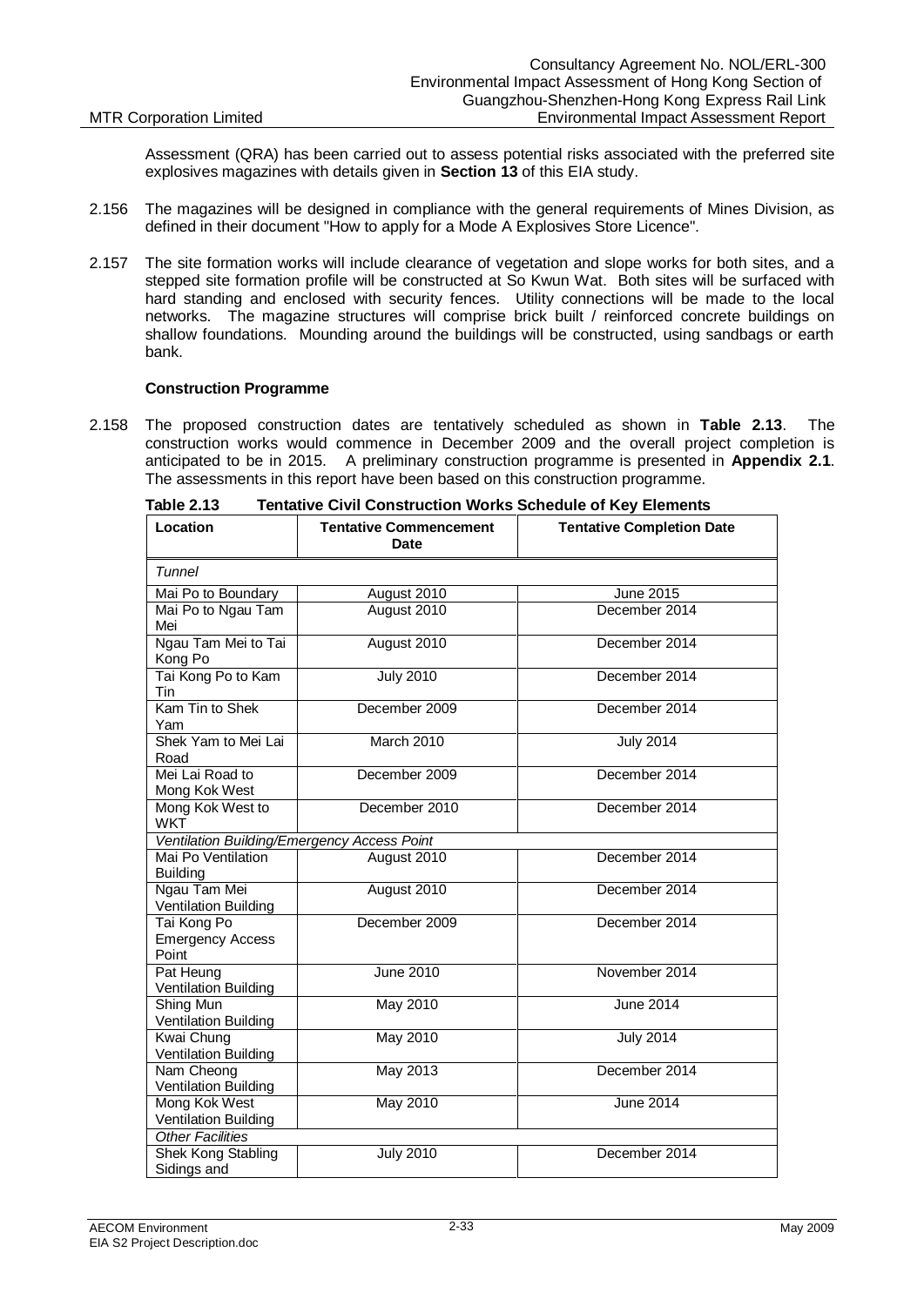Assessment (QRA) has been carried out to assess potential risks associated with the preferred site explosives magazines with details given in **Section 13** of this EIA study.

2.156 The magazines will be designed in compliance with the general requirements of Mines Division, as defined in their document "How to apply for a Mode A Explosives Store Licence".

2.157 The site formation works will include clearance of vegetation and slope works for both sites, and a stepped site formation profile will be constructed at So Kwun Wat. Both sites will be surfaced with hard standing and enclosed with security fences. Utility connections will be made to the local networks. The magazine structures will comprise brick built / reinforced concrete buildings on shallow foundations. Mounding around the buildings will be constructed, using sandbags or earth bank.

### Construction Programme

2.158 The proposed construction dates are tentatively scheduled as shown in **Table 2.13**. The construction works would commence in December 2009 and the overall project completion is anticipated to be in 2015. A preliminary construction programme is presented in **Appendix 2.1**. The assessments in this report have been based on this construction programme.

**Table 2.13 Tentative Civil Construction Works Schedule of Key Elements**

| Location | Tentative Commencement Date | Tentative Completion Date |
|---|---|---|
| *Tunnel* | | |
| Mai Po to Boundary | August 2010 | June 2015 |
| Mai Po to Ngau Tam Mei | August 2010 | December 2014 |
| Ngau Tam Mei to Tai Kong Po | August 2010 | December 2014 |
| Tai Kong Po to Kam Tin | July 2010 | December 2014 |
| Kam Tin to Shek Yam | December 2009 | December 2014 |
| Shek Yam to Mei Lai Road | March 2010 | July 2014 |
| Mei Lai Road to Mong Kok West | December 2009 | December 2014 |
| Mong Kok West to WKT | December 2010 | December 2014 |
| *Ventilation Building/Emergency Access Point* | | |
| Mai Po Ventilation Building | August 2010 | December 2014 |
| Ngau Tam Mei Ventilation Building | August 2010 | December 2014 |
| Tai Kong Po Emergency Access Point | December 2009 | December 2014 |
| Pat Heung Ventilation Building | June 2010 | November 2014 |
| Shing Mun Ventilation Building | May 2010 | June 2014 |
| Kwai Chung Ventilation Building | May 2010 | July 2014 |
| Nam Cheong Ventilation Building | May 2013 | December 2014 |
| Mong Kok West Ventilation Building | May 2010 | June 2014 |
| *Other Facilities* | | |
| Shek Kong Stabling Sidings and | July 2010 | December 2014 |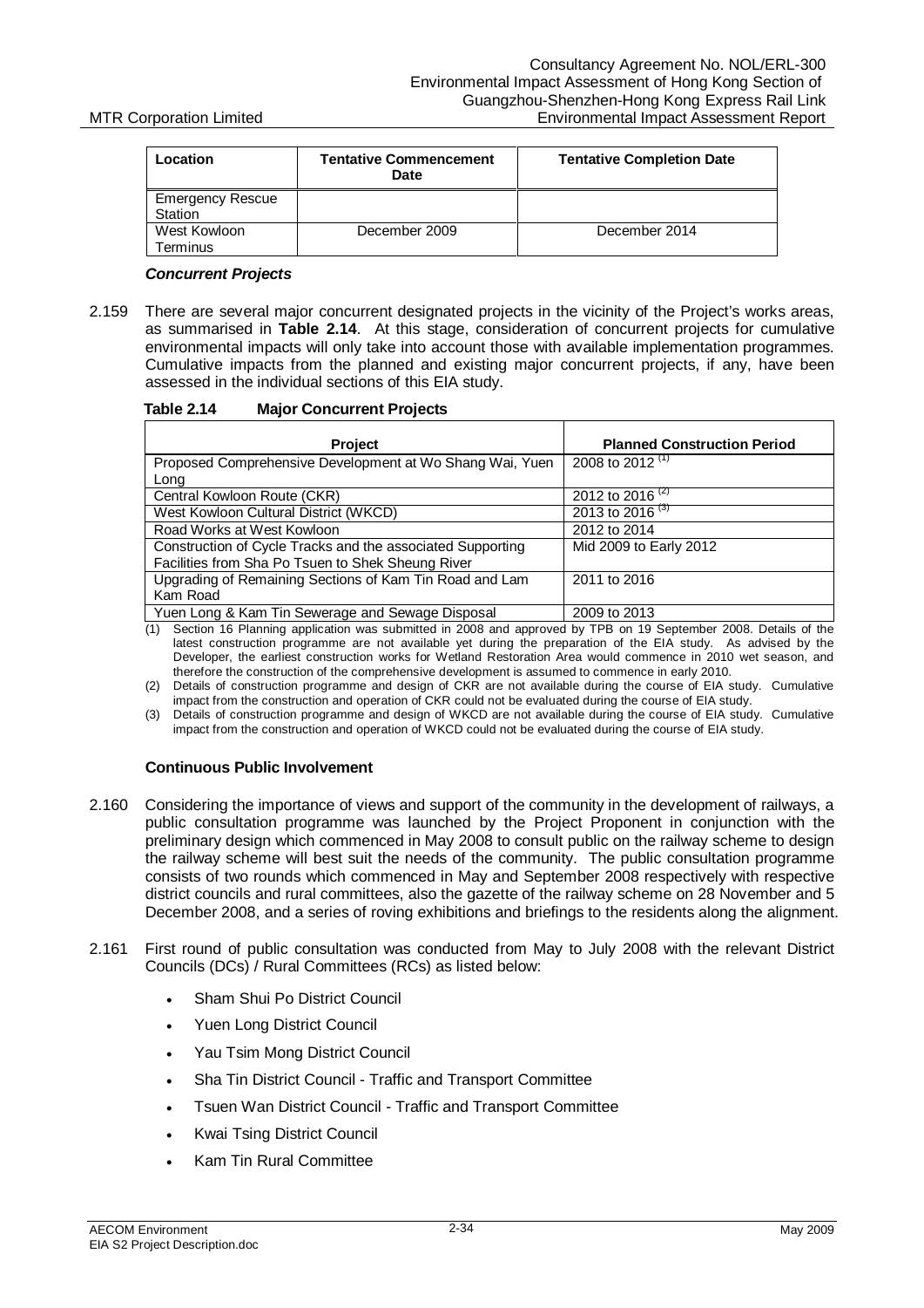| Location | Tentative Commencement Date | Tentative Completion Date |
|---|---|---|
| Emergency Rescue Station | | |
| West Kowloon Terminus | December 2009 | December 2014 |

***Concurrent Projects***

2.159 There are several major concurrent designated projects in the vicinity of the Project's works areas, as summarised in **Table 2.14**. At this stage, consideration of concurrent projects for cumulative environmental impacts will only take into account those with available implementation programmes. Cumulative impacts from the planned and existing major concurrent projects, if any, have been assessed in the individual sections of this EIA study.

**Table 2.14 Major Concurrent Projects**

| Project | Planned Construction Period |
|---|---|
| Proposed Comprehensive Development at Wo Shang Wai, Yuen Long | 2008 to 2012 (1) |
| Central Kowloon Route (CKR) | 2012 to 2016 (2) |
| West Kowloon Cultural District (WKCD) | 2013 to 2016 (3) |
| Road Works at West Kowloon | 2012 to 2014 |
| Construction of Cycle Tracks and the associated Supporting Facilities from Sha Po Tsuen to Shek Sheung River | Mid 2009 to Early 2012 |
| Upgrading of Remaining Sections of Kam Tin Road and Lam Kam Road | 2011 to 2016 |
| Yuen Long & Kam Tin Sewerage and Sewage Disposal | 2009 to 2013 |

(1) Section 16 Planning application was submitted in 2008 and approved by TPB on 19 September 2008. Details of the latest construction programme are not available yet during the preparation of the EIA study. As advised by the Developer, the earliest construction works for Wetland Restoration Area would commence in 2010 wet season, and therefore the construction of the comprehensive development is assumed to commence in early 2010.

(2) Details of construction programme and design of CKR are not available during the course of EIA study. Cumulative impact from the construction and operation of CKR could not be evaluated during the course of EIA study.

(3) Details of construction programme and design of WKCD are not available during the course of EIA study. Cumulative impact from the construction and operation of WKCD could not be evaluated during the course of EIA study.

**Continuous Public Involvement**

2.160 Considering the importance of views and support of the community in the development of railways, a public consultation programme was launched by the Project Proponent in conjunction with the preliminary design which commenced in May 2008 to consult public on the railway scheme to design the railway scheme will best suit the needs of the community. The public consultation programme consists of two rounds which commenced in May and September 2008 respectively with respective district councils and rural committees, also the gazette of the railway scheme on 28 November and 5 December 2008, and a series of roving exhibitions and briefings to the residents along the alignment.

2.161 First round of public consultation was conducted from May to July 2008 with the relevant District Councils (DCs) / Rural Committees (RCs) as listed below:

- Sham Shui Po District Council
- Yuen Long District Council
- Yau Tsim Mong District Council
- Sha Tin District Council - Traffic and Transport Committee
- Tsuen Wan District Council - Traffic and Transport Committee
- Kwai Tsing District Council
- Kam Tin Rural Committee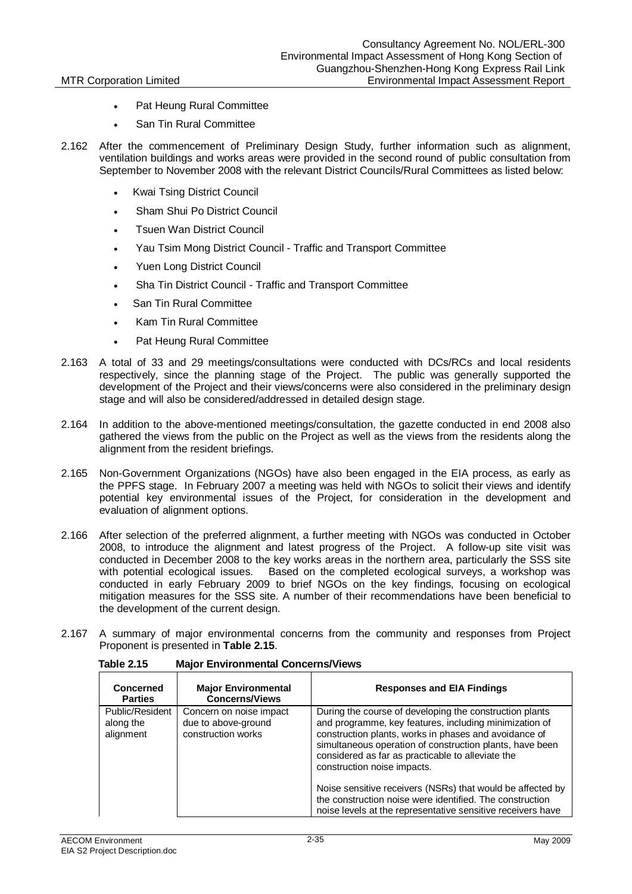- Pat Heung Rural Committee
- San Tin Rural Committee

2.162 After the commencement of Preliminary Design Study, further information such as alignment, ventilation buildings and works areas were provided in the second round of public consultation from September to November 2008 with the relevant District Councils/Rural Committees as listed below:

- Kwai Tsing District Council
- Sham Shui Po District Council
- Tsuen Wan District Council
- Yau Tsim Mong District Council - Traffic and Transport Committee
- Yuen Long District Council
- Sha Tin District Council - Traffic and Transport Committee
- San Tin Rural Committee
- Kam Tin Rural Committee
- Pat Heung Rural Committee

2.163 A total of 33 and 29 meetings/consultations were conducted with DCs/RCs and local residents respectively, since the planning stage of the Project. The public was generally supported the development of the Project and their views/concerns were also considered in the preliminary design stage and will also be considered/addressed in detailed design stage.

2.164 In addition to the above-mentioned meetings/consultation, the gazette conducted in end 2008 also gathered the views from the public on the Project as well as the views from the residents along the alignment from the resident briefings.

2.165 Non-Government Organizations (NGOs) have also been engaged in the EIA process, as early as the PPFS stage. In February 2007 a meeting was held with NGOs to solicit their views and identify potential key environmental issues of the Project, for consideration in the development and evaluation of alignment options.

2.166 After selection of the preferred alignment, a further meeting with NGOs was conducted in October 2008, to introduce the alignment and latest progress of the Project. A follow-up site visit was conducted in December 2008 to the key works areas in the northern area, particularly the SSS site with potential ecological issues. Based on the completed ecological surveys, a workshop was conducted in early February 2009 to brief NGOs on the key findings, focusing on ecological mitigation measures for the SSS site. A number of their recommendations have been beneficial to the development of the current design.

2.167 A summary of major environmental concerns from the community and responses from Project Proponent is presented in **Table 2.15**.

**Table 2.15 Major Environmental Concerns/Views**

| Concerned Parties | Major Environmental Concerns/Views | Responses and EIA Findings |
|---|---|---|
| Public/Resident along the alignment | Concern on noise impact due to above-ground construction works | During the course of developing the construction plants and programme, key features, including minimization of construction plants, works in phases and avoidance of simultaneous operation of construction plants, have been considered as far as practicable to alleviate the construction noise impacts.<br><br>Noise sensitive receivers (NSRs) that would be affected by the construction noise were identified. The construction noise levels at the representative sensitive receivers have |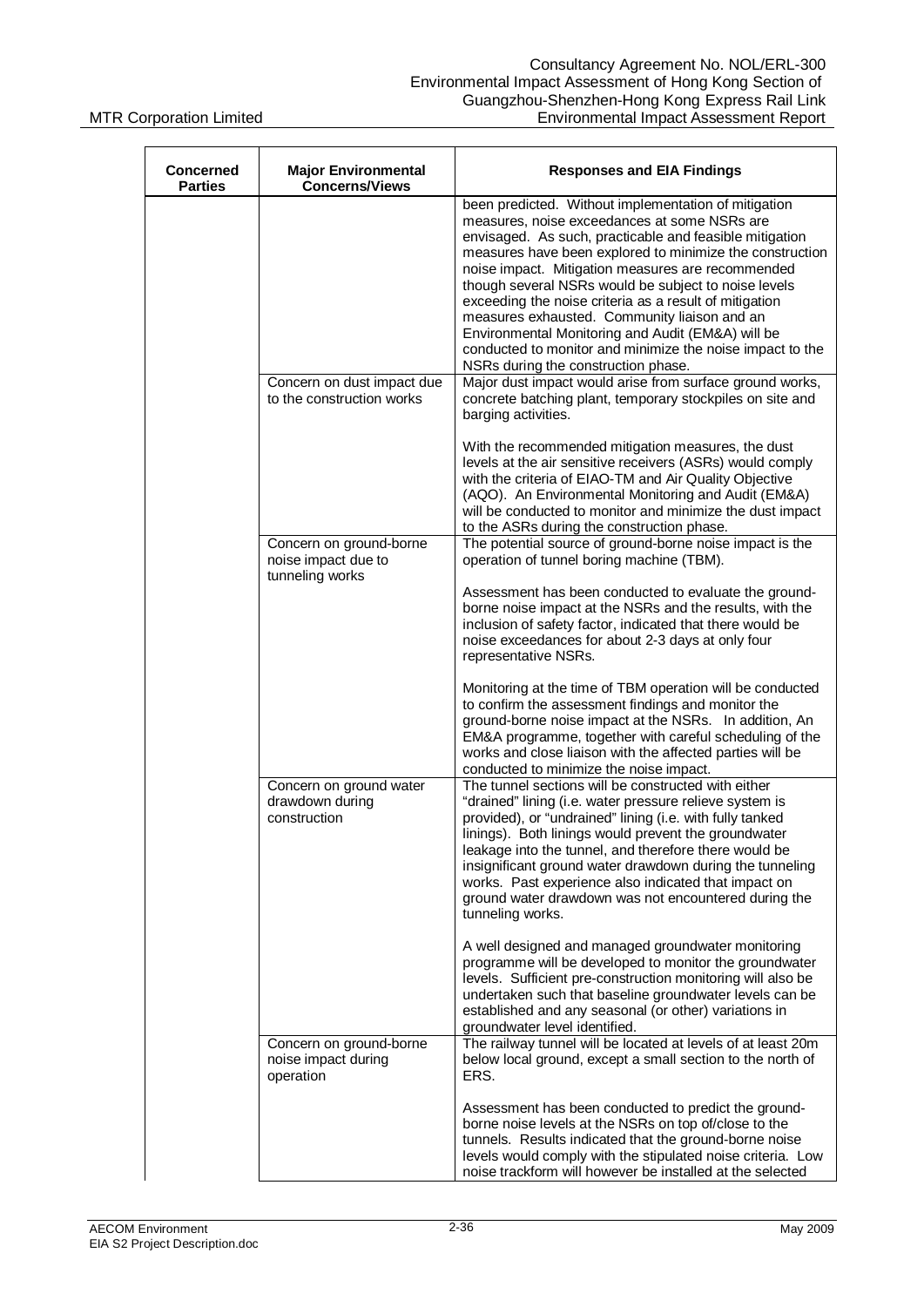| Concerned Parties | Major Environmental Concerns/Views | Responses and EIA Findings |
|---|---|---|
| | | been predicted. Without implementation of mitigation measures, noise exceedances at some NSRs are envisaged. As such, practicable and feasible mitigation measures have been explored to minimize the construction noise impact. Mitigation measures are recommended though several NSRs would be subject to noise levels exceeding the noise criteria as a result of mitigation measures exhausted. Community liaison and an Environmental Monitoring and Audit (EM&A) will be conducted to monitor and minimize the noise impact to the NSRs during the construction phase. |
| | Concern on dust impact due to the construction works | Major dust impact would arise from surface ground works, concrete batching plant, temporary stockpiles on site and barging activities.<br><br>With the recommended mitigation measures, the dust levels at the air sensitive receivers (ASRs) would comply with the criteria of EIAO-TM and Air Quality Objective (AQO). An Environmental Monitoring and Audit (EM&A) will be conducted to monitor and minimize the dust impact to the ASRs during the construction phase. |
| | Concern on ground-borne noise impact due to tunneling works | The potential source of ground-borne noise impact is the operation of tunnel boring machine (TBM).<br><br>Assessment has been conducted to evaluate the ground-borne noise impact at the NSRs and the results, with the inclusion of safety factor, indicated that there would be noise exceedances for about 2-3 days at only four representative NSRs.<br><br>Monitoring at the time of TBM operation will be conducted to confirm the assessment findings and monitor the ground-borne noise impact at the NSRs. In addition, An EM&A programme, together with careful scheduling of the works and close liaison with the affected parties will be conducted to minimize the noise impact. |
| | Concern on ground water drawdown during construction | The tunnel sections will be constructed with either "drained" lining (i.e. water pressure relieve system is provided), or "undrained" lining (i.e. with fully tanked linings). Both linings would prevent the groundwater leakage into the tunnel, and therefore there would be insignificant ground water drawdown during the tunneling works. Past experience also indicated that impact on ground water drawdown was not encountered during the tunneling works.<br><br>A well designed and managed groundwater monitoring programme will be developed to monitor the groundwater levels. Sufficient pre-construction monitoring will also be undertaken such that baseline groundwater levels can be established and any seasonal (or other) variations in groundwater level identified. |
| | Concern on ground-borne noise impact during operation | The railway tunnel will be located at levels of at least 20m below local ground, except a small section to the north of ERS.<br><br>Assessment has been conducted to predict the ground-borne noise levels at the NSRs on top of/close to the tunnels. Results indicated that the ground-borne noise levels would comply with the stipulated noise criteria. Low noise trackform will however be installed at the selected |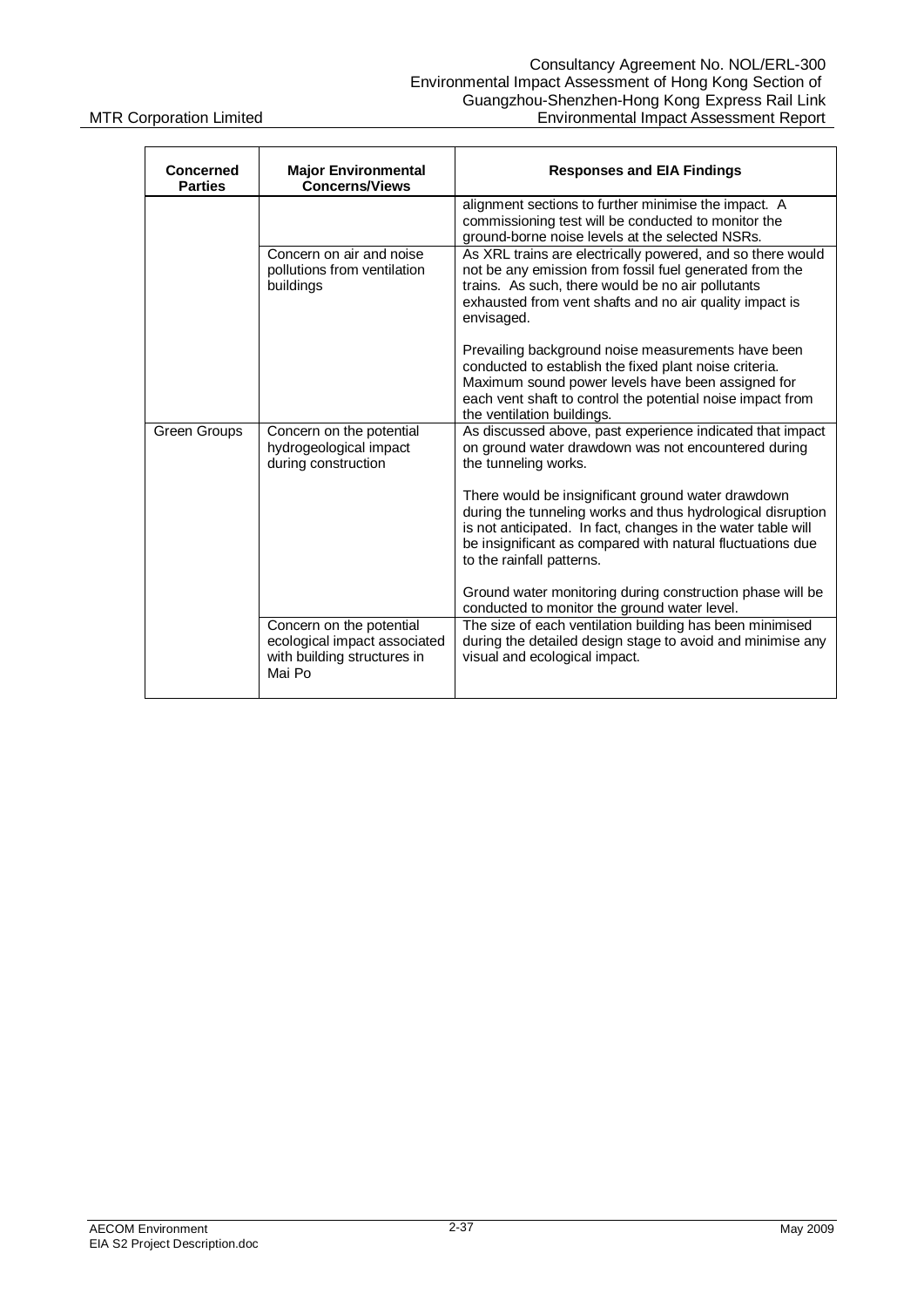| Concerned Parties | Major Environmental Concerns/Views | Responses and EIA Findings |
|---|---|---|
| | | alignment sections to further minimise the impact. A commissioning test will be conducted to monitor the ground-borne noise levels at the selected NSRs. |
| | Concern on air and noise pollutions from ventilation buildings | As XRL trains are electrically powered, and so there would not be any emission from fossil fuel generated from the trains. As such, there would be no air pollutants exhausted from vent shafts and no air quality impact is envisaged.<br><br>Prevailing background noise measurements have been conducted to establish the fixed plant noise criteria. Maximum sound power levels have been assigned for each vent shaft to control the potential noise impact from the ventilation buildings. |
| Green Groups | Concern on the potential hydrogeological impact during construction | As discussed above, past experience indicated that impact on ground water drawdown was not encountered during the tunneling works.<br><br>There would be insignificant ground water drawdown during the tunneling works and thus hydrological disruption is not anticipated. In fact, changes in the water table will be insignificant as compared with natural fluctuations due to the rainfall patterns.<br><br>Ground water monitoring during construction phase will be conducted to monitor the ground water level. |
| | Concern on the potential ecological impact associated with building structures in Mai Po | The size of each ventilation building has been minimised during the detailed design stage to avoid and minimise any visual and ecological impact. |